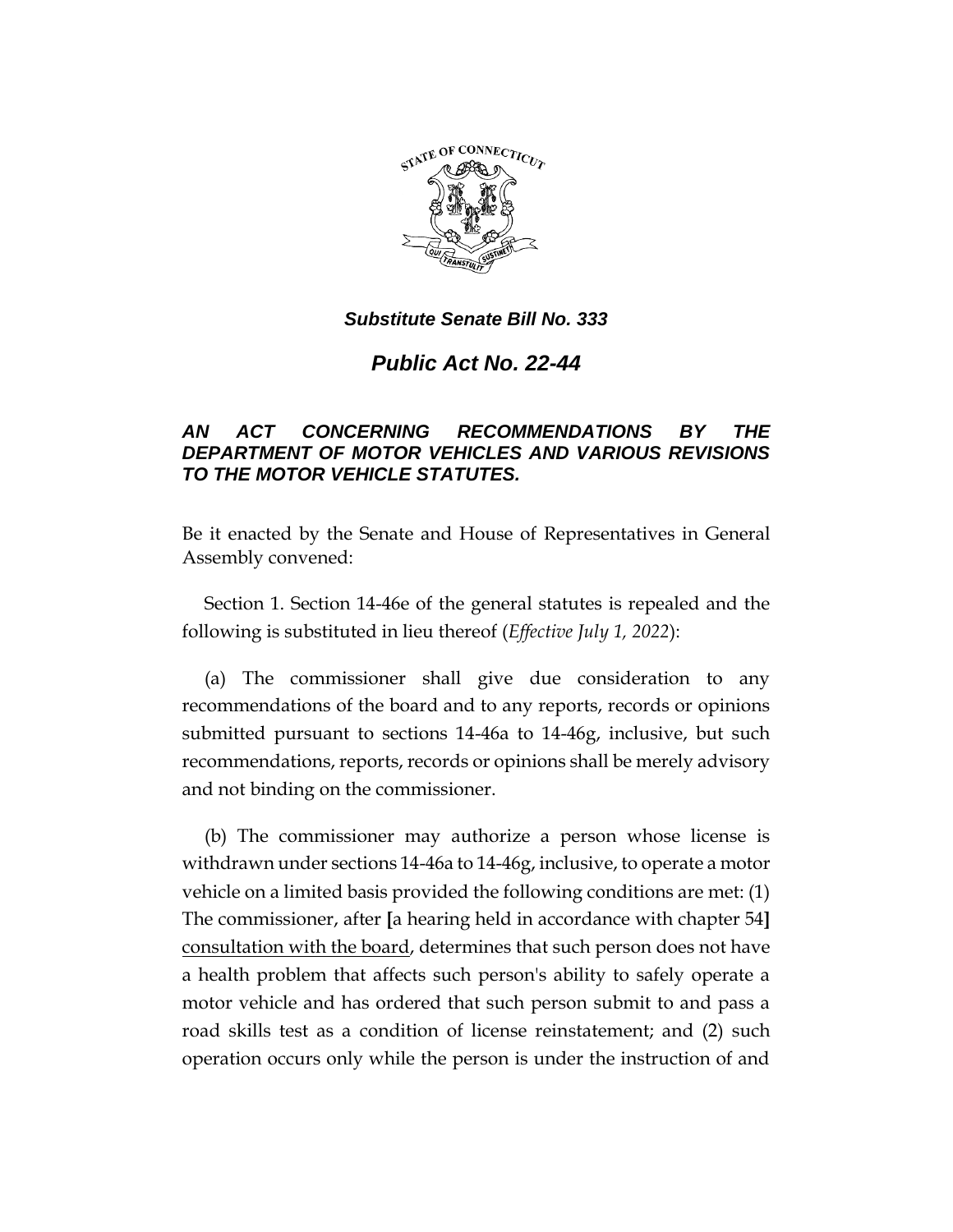*Substitute Senate Bill No. 333*

# *Public Act No. 22-44*

## *AN ACT CONCERNING RECOMMENDATIONS BY THE DEPARTMENT OF MOTOR VEHICLES AND VARIOUS REVISIONS TO THE MOTOR VEHICLE STATUTES.*

Be it enacted by the Senate and House of Representatives in General Assembly convened:

Section 1. Section 14-46e of the general statutes is repealed and the following is substituted in lieu thereof (*Effective July 1, 2022*):

(a) The commissioner shall give due consideration to any recommendations of the board and to any reports, records or opinions submitted pursuant to sections 14-46a to 14-46g, inclusive, but such recommendations, reports, records or opinions shall be merely advisory and not binding on the commissioner.

(b) The commissioner may authorize a person whose license is withdrawn under sections 14-46a to 14-46g, inclusive, to operate a motor vehicle on a limited basis provided the following conditions are met: (1) The commissioner, after **[**a hearing held in accordance with chapter 54**]** consultation with the board, determines that such person does not have a health problem that affects such person's ability to safely operate a motor vehicle and has ordered that such person submit to and pass a road skills test as a condition of license reinstatement; and (2) such operation occurs only while the person is under the instruction of and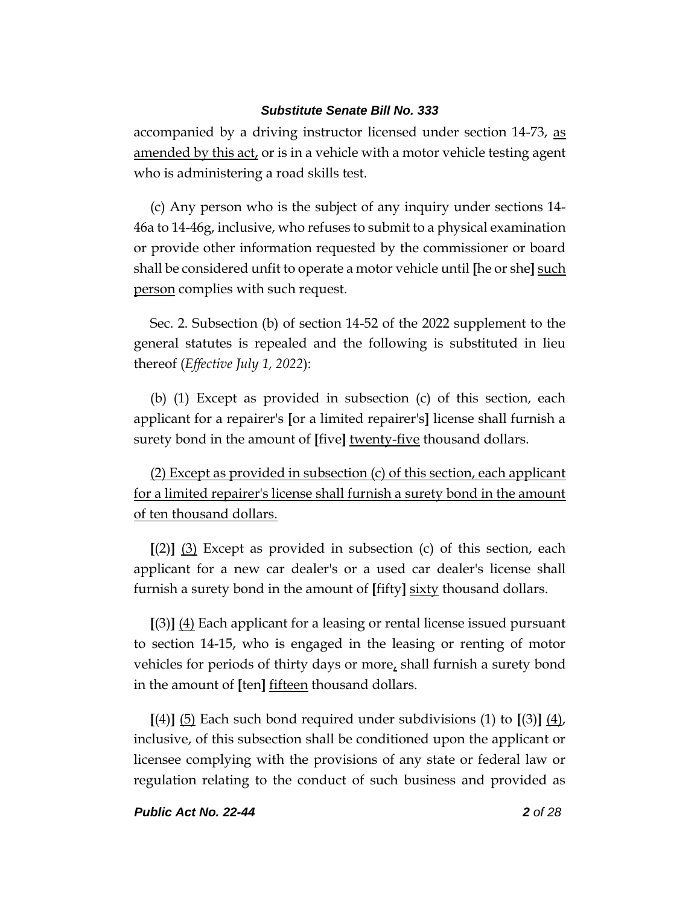accompanied by a driving instructor licensed under section 14-73, <u>as amended by this act,</u> or is in a vehicle with a motor vehicle testing agent who is administering a road skills test.

(c) Any person who is the subject of any inquiry under sections 14-46a to 14-46g, inclusive, who refuses to submit to a physical examination or provide other information requested by the commissioner or board shall be considered unfit to operate a motor vehicle until **[**he or she**]** <u>such person</u> complies with such request.

Sec. 2. Subsection (b) of section 14-52 of the 2022 supplement to the general statutes is repealed and the following is substituted in lieu thereof (*Effective July 1, 2022*):

(b) (1) Except as provided in subsection (c) of this section, each applicant for a repairer's **[**or a limited repairer's**]** license shall furnish a surety bond in the amount of **[**five**]** <u>twenty-five</u> thousand dollars.

<u>(2) Except as provided in subsection (c) of this section, each applicant for a limited repairer's license shall furnish a surety bond in the amount of ten thousand dollars.</u>

**[**(2)**]** <u>(3)</u> Except as provided in subsection (c) of this section, each applicant for a new car dealer's or a used car dealer's license shall furnish a surety bond in the amount of **[**fifty**]** <u>sixty</u> thousand dollars.

**[**(3)**]** <u>(4)</u> Each applicant for a leasing or rental license issued pursuant to section 14-15, who is engaged in the leasing or renting of motor vehicles for periods of thirty days or more<u>,</u> shall furnish a surety bond in the amount of **[**ten**]** <u>fifteen</u> thousand dollars.

**[**(4)**]** <u>(5)</u> Each such bond required under subdivisions (1) to **[**(3)**]** <u>(4)</u>, inclusive, of this subsection shall be conditioned upon the applicant or licensee complying with the provisions of any state or federal law or regulation relating to the conduct of such business and provided as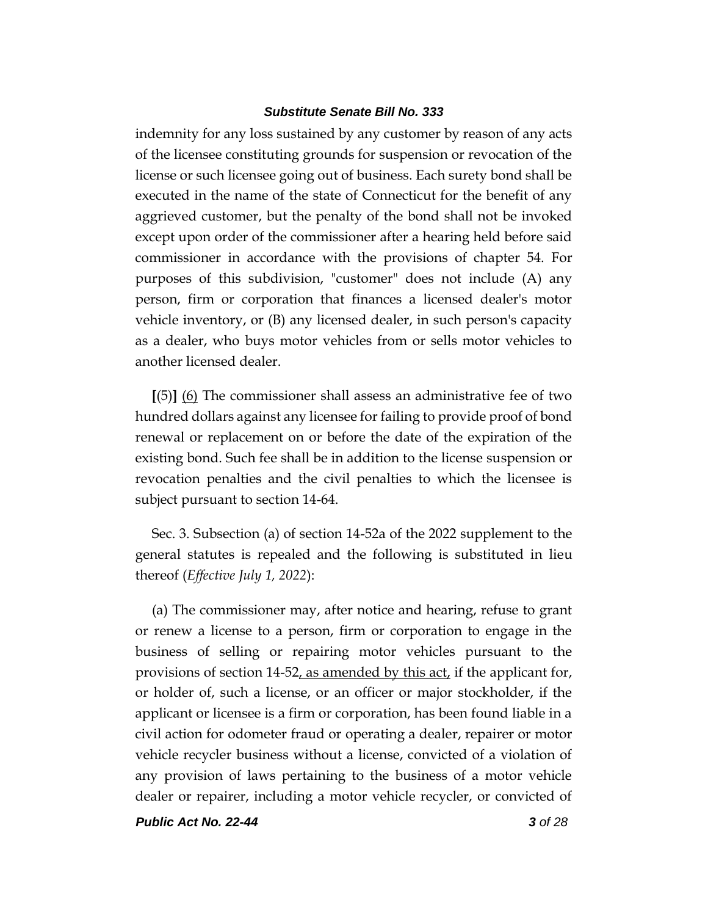indemnity for any loss sustained by any customer by reason of any acts of the licensee constituting grounds for suspension or revocation of the license or such licensee going out of business. Each surety bond shall be executed in the name of the state of Connecticut for the benefit of any aggrieved customer, but the penalty of the bond shall not be invoked except upon order of the commissioner after a hearing held before said commissioner in accordance with the provisions of chapter 54. For purposes of this subdivision, "customer" does not include (A) any person, firm or corporation that finances a licensed dealer's motor vehicle inventory, or (B) any licensed dealer, in such person's capacity as a dealer, who buys motor vehicles from or sells motor vehicles to another licensed dealer.

**[**(5)**]** <u>(6)</u> The commissioner shall assess an administrative fee of two hundred dollars against any licensee for failing to provide proof of bond renewal or replacement on or before the date of the expiration of the existing bond. Such fee shall be in addition to the license suspension or revocation penalties and the civil penalties to which the licensee is subject pursuant to section 14-64.

Sec. 3. Subsection (a) of section 14-52a of the 2022 supplement to the general statutes is repealed and the following is substituted in lieu thereof (*Effective July 1, 2022*):

(a) The commissioner may, after notice and hearing, refuse to grant or renew a license to a person, firm or corporation to engage in the business of selling or repairing motor vehicles pursuant to the provisions of section 14-52<u>, as amended by this act,</u> if the applicant for, or holder of, such a license, or an officer or major stockholder, if the applicant or licensee is a firm or corporation, has been found liable in a civil action for odometer fraud or operating a dealer, repairer or motor vehicle recycler business without a license, convicted of a violation of any provision of laws pertaining to the business of a motor vehicle dealer or repairer, including a motor vehicle recycler, or convicted of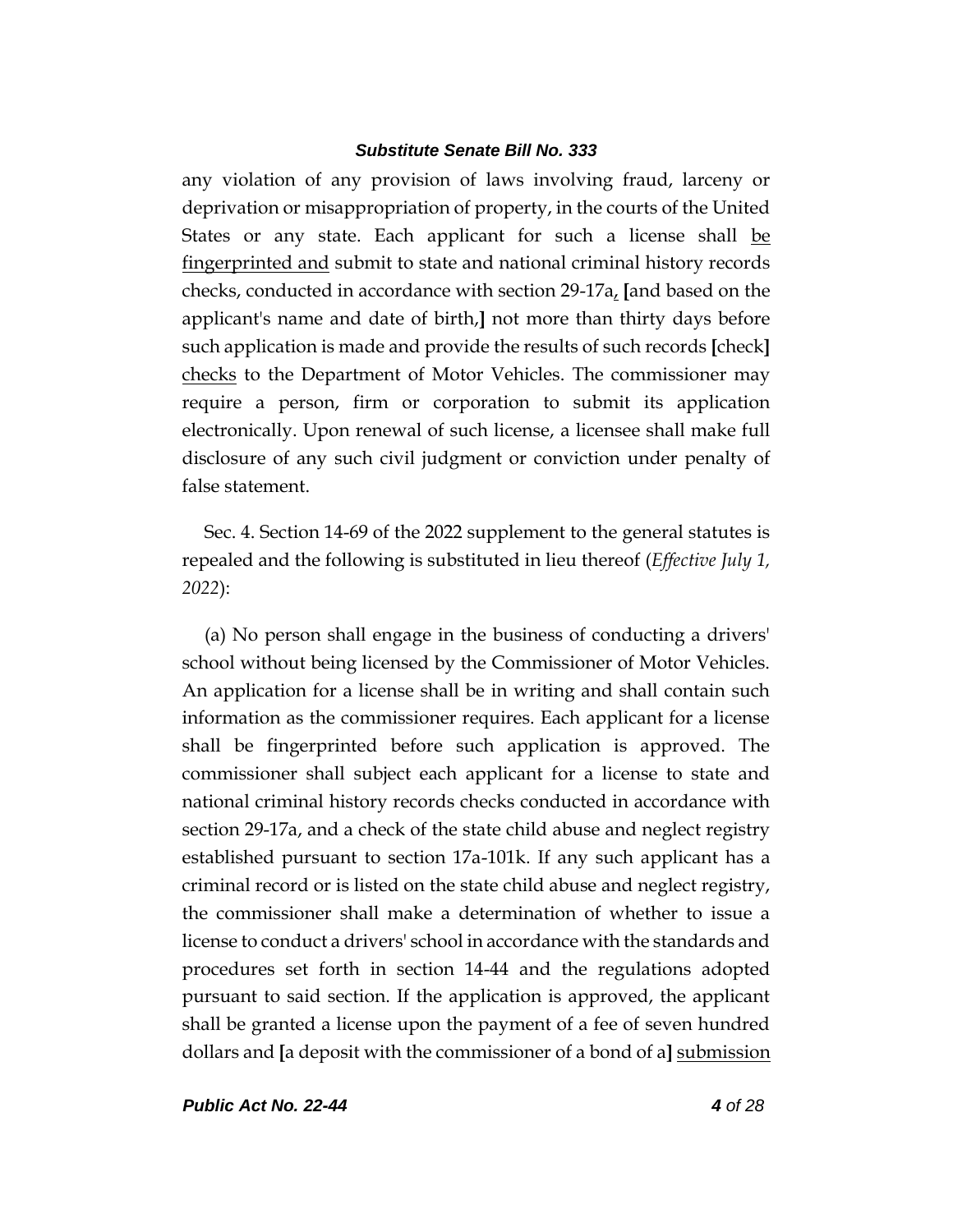any violation of any provision of laws involving fraud, larceny or deprivation or misappropriation of property, in the courts of the United States or any state. Each applicant for such a license shall be fingerprinted and submit to state and national criminal history records checks, conducted in accordance with section 29-17a, [and based on the applicant's name and date of birth,] not more than thirty days before such application is made and provide the results of such records [check] checks to the Department of Motor Vehicles. The commissioner may require a person, firm or corporation to submit its application electronically. Upon renewal of such license, a licensee shall make full disclosure of any such civil judgment or conviction under penalty of false statement.

Sec. 4. Section 14-69 of the 2022 supplement to the general statutes is repealed and the following is substituted in lieu thereof (*Effective July 1, 2022*):

(a) No person shall engage in the business of conducting a drivers' school without being licensed by the Commissioner of Motor Vehicles. An application for a license shall be in writing and shall contain such information as the commissioner requires. Each applicant for a license shall be fingerprinted before such application is approved. The commissioner shall subject each applicant for a license to state and national criminal history records checks conducted in accordance with section 29-17a, and a check of the state child abuse and neglect registry established pursuant to section 17a-101k. If any such applicant has a criminal record or is listed on the state child abuse and neglect registry, the commissioner shall make a determination of whether to issue a license to conduct a drivers' school in accordance with the standards and procedures set forth in section 14-44 and the regulations adopted pursuant to said section. If the application is approved, the applicant shall be granted a license upon the payment of a fee of seven hundred dollars and [a deposit with the commissioner of a bond of a] submission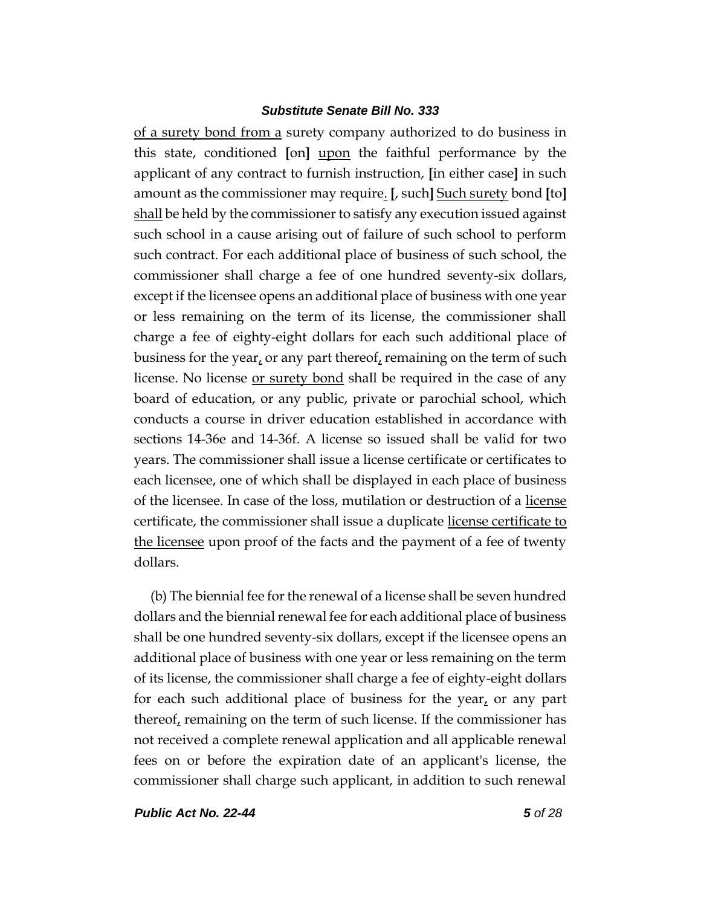of a surety bond from a surety company authorized to do business in this state, conditioned [on] upon the faithful performance by the applicant of any contract to furnish instruction, [in either case] in such amount as the commissioner may require. [, such] Such surety bond [to] shall be held by the commissioner to satisfy any execution issued against such school in a cause arising out of failure of such school to perform such contract. For each additional place of business of such school, the commissioner shall charge a fee of one hundred seventy-six dollars, except if the licensee opens an additional place of business with one year or less remaining on the term of its license, the commissioner shall charge a fee of eighty-eight dollars for each such additional place of business for the year, or any part thereof, remaining on the term of such license. No license or surety bond shall be required in the case of any board of education, or any public, private or parochial school, which conducts a course in driver education established in accordance with sections 14-36e and 14-36f. A license so issued shall be valid for two years. The commissioner shall issue a license certificate or certificates to each licensee, one of which shall be displayed in each place of business of the licensee. In case of the loss, mutilation or destruction of a license certificate, the commissioner shall issue a duplicate license certificate to the licensee upon proof of the facts and the payment of a fee of twenty dollars.

(b) The biennial fee for the renewal of a license shall be seven hundred dollars and the biennial renewal fee for each additional place of business shall be one hundred seventy-six dollars, except if the licensee opens an additional place of business with one year or less remaining on the term of its license, the commissioner shall charge a fee of eighty-eight dollars for each such additional place of business for the year, or any part thereof, remaining on the term of such license. If the commissioner has not received a complete renewal application and all applicable renewal fees on or before the expiration date of an applicant's license, the commissioner shall charge such applicant, in addition to such renewal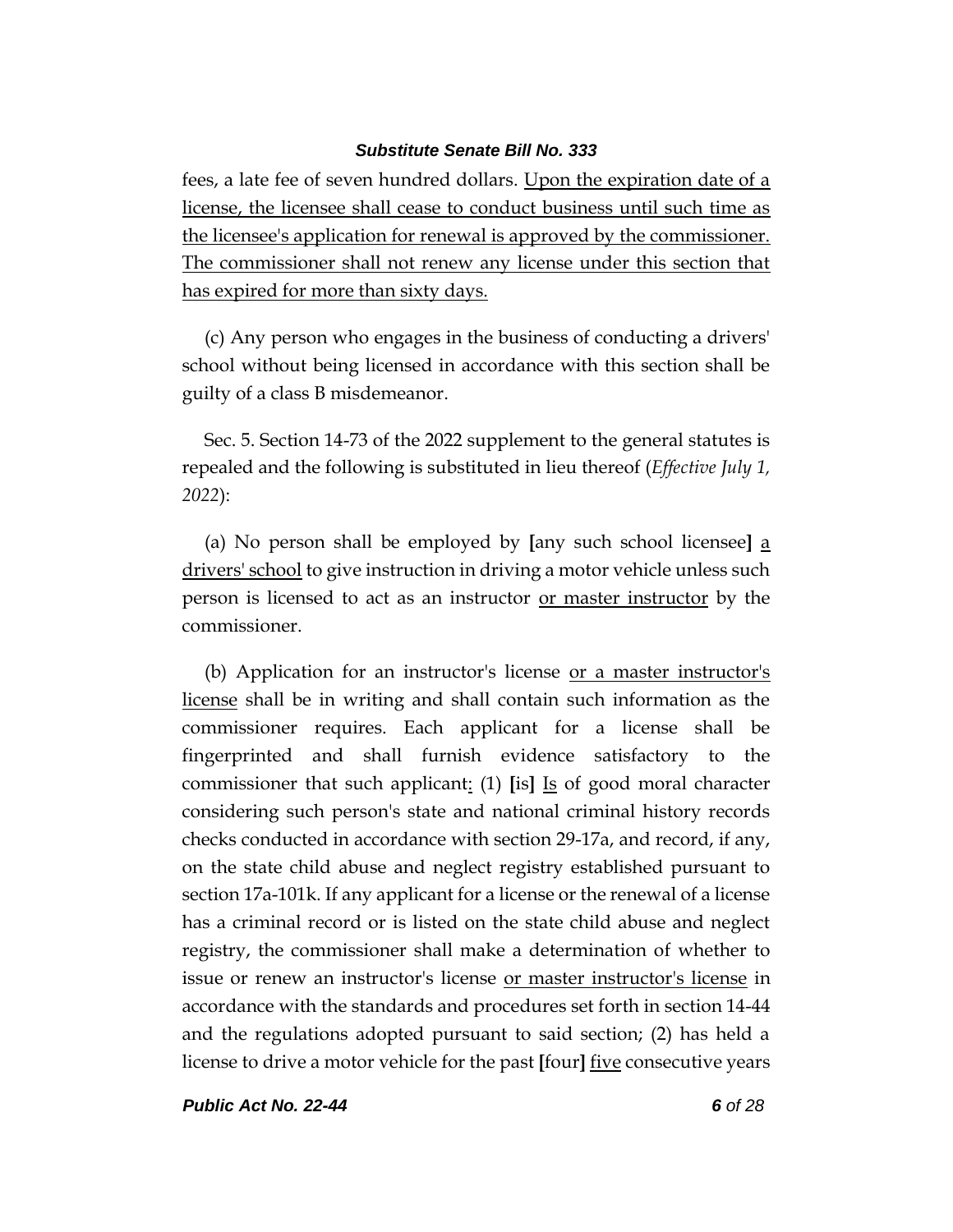fees, a late fee of seven hundred dollars. <u>Upon the expiration date of a license, the licensee shall cease to conduct business until such time as the licensee's application for renewal is approved by the commissioner. The commissioner shall not renew any license under this section that has expired for more than sixty days.</u>

(c) Any person who engages in the business of conducting a drivers' school without being licensed in accordance with this section shall be guilty of a class B misdemeanor.

Sec. 5. Section 14-73 of the 2022 supplement to the general statutes is repealed and the following is substituted in lieu thereof (*Effective July 1, 2022*):

(a) No person shall be employed by **[**any such school licensee**]** <u>a drivers' school</u> to give instruction in driving a motor vehicle unless such person is licensed to act as an instructor <u>or master instructor</u> by the commissioner.

(b) Application for an instructor's license <u>or a master instructor's license</u> shall be in writing and shall contain such information as the commissioner requires. Each applicant for a license shall be fingerprinted and shall furnish evidence satisfactory to the commissioner that such applicant<u>:</u> (1) **[**is**]** <u>Is</u> of good moral character considering such person's state and national criminal history records checks conducted in accordance with section 29-17a, and record, if any, on the state child abuse and neglect registry established pursuant to section 17a-101k. If any applicant for a license or the renewal of a license has a criminal record or is listed on the state child abuse and neglect registry, the commissioner shall make a determination of whether to issue or renew an instructor's license <u>or master instructor's license</u> in accordance with the standards and procedures set forth in section 14-44 and the regulations adopted pursuant to said section; (2) has held a license to drive a motor vehicle for the past **[**four**]** <u>five</u> consecutive years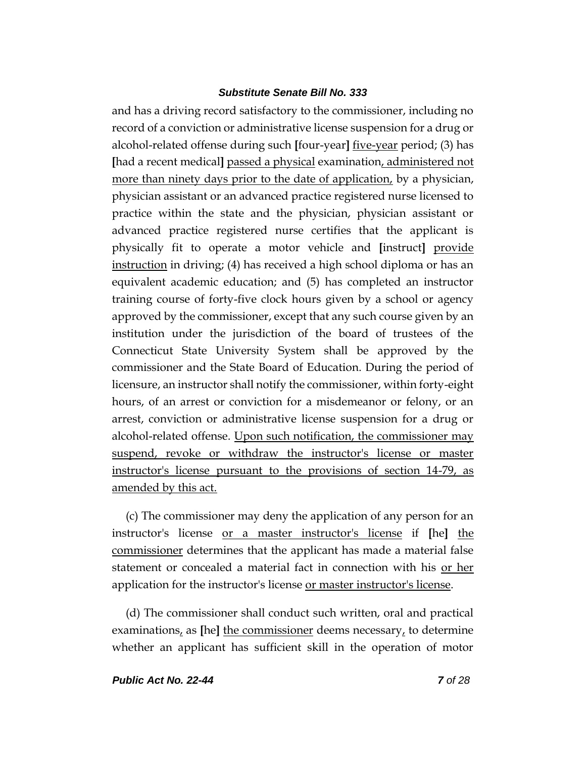and has a driving record satisfactory to the commissioner, including no record of a conviction or administrative license suspension for a drug or alcohol-related offense during such [four-year] <u>five-year</u> period; (3) has [had a recent medical] <u>passed a physical</u> examination<u>, administered not more than ninety days prior to the date of application,</u> by a physician, physician assistant or an advanced practice registered nurse licensed to practice within the state and the physician, physician assistant or advanced practice registered nurse certifies that the applicant is physically fit to operate a motor vehicle and [instruct] <u>provide instruction</u> in driving; (4) has received a high school diploma or has an equivalent academic education; and (5) has completed an instructor training course of forty-five clock hours given by a school or agency approved by the commissioner, except that any such course given by an institution under the jurisdiction of the board of trustees of the Connecticut State University System shall be approved by the commissioner and the State Board of Education. During the period of licensure, an instructor shall notify the commissioner, within forty-eight hours, of an arrest or conviction for a misdemeanor or felony, or an arrest, conviction or administrative license suspension for a drug or alcohol-related offense. <u>Upon such notification, the commissioner may suspend, revoke or withdraw the instructor's license or master instructor's license pursuant to the provisions of section 14-79, as amended by this act.</u>

(c) The commissioner may deny the application of any person for an instructor's license <u>or a master instructor's license</u> if [he] <u>the commissioner</u> determines that the applicant has made a material false statement or concealed a material fact in connection with his <u>or her</u> application for the instructor's license <u>or master instructor's license</u>.

(d) The commissioner shall conduct such written, oral and practical examinations<u>,</u> as [he] <u>the commissioner</u> deems necessary<u>,</u> to determine whether an applicant has sufficient skill in the operation of motor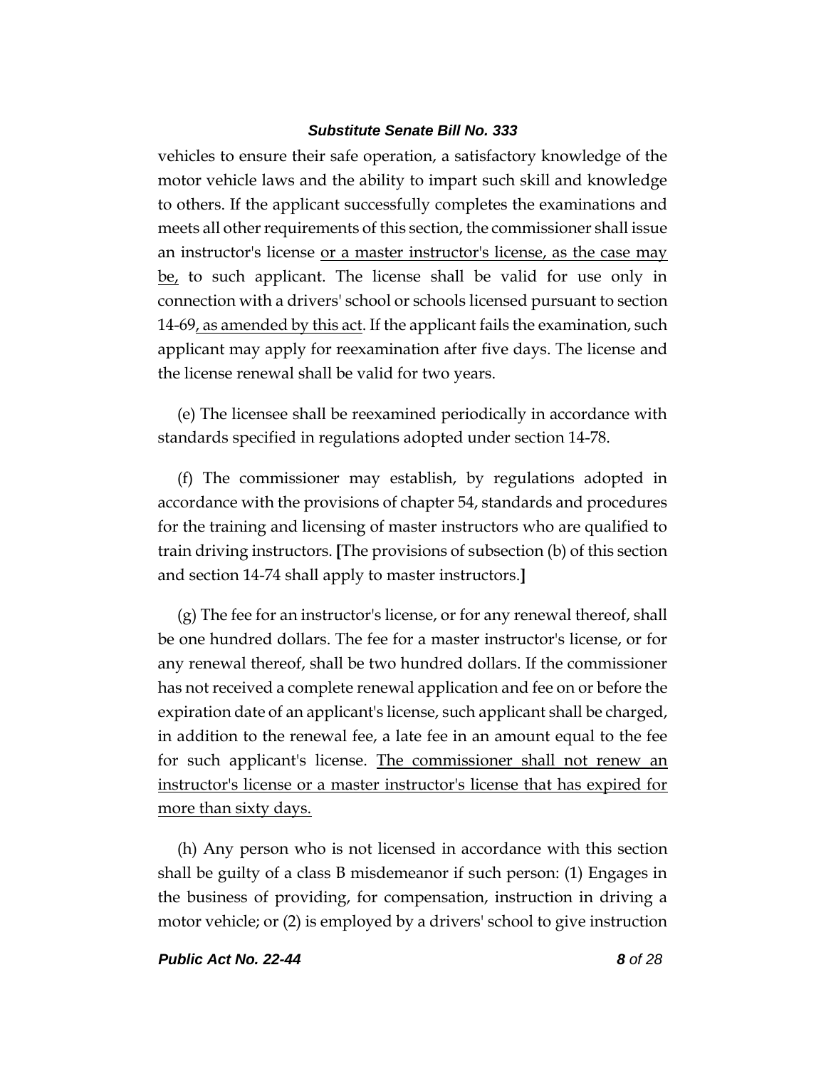vehicles to ensure their safe operation, a satisfactory knowledge of the motor vehicle laws and the ability to impart such skill and knowledge to others. If the applicant successfully completes the examinations and meets all other requirements of this section, the commissioner shall issue an instructor's license <u>or a master instructor's license, as the case may be,</u> to such applicant. The license shall be valid for use only in connection with a drivers' school or schools licensed pursuant to section 14-69<u>, as amended by this act</u>. If the applicant fails the examination, such applicant may apply for reexamination after five days. The license and the license renewal shall be valid for two years.

(e) The licensee shall be reexamined periodically in accordance with standards specified in regulations adopted under section 14-78.

(f) The commissioner may establish, by regulations adopted in accordance with the provisions of chapter 54, standards and procedures for the training and licensing of master instructors who are qualified to train driving instructors. **[**The provisions of subsection (b) of this section and section 14-74 shall apply to master instructors.**]**

(g) The fee for an instructor's license, or for any renewal thereof, shall be one hundred dollars. The fee for a master instructor's license, or for any renewal thereof, shall be two hundred dollars. If the commissioner has not received a complete renewal application and fee on or before the expiration date of an applicant's license, such applicant shall be charged, in addition to the renewal fee, a late fee in an amount equal to the fee for such applicant's license. <u>The commissioner shall not renew an instructor's license or a master instructor's license that has expired for more than sixty days.</u>

(h) Any person who is not licensed in accordance with this section shall be guilty of a class B misdemeanor if such person: (1) Engages in the business of providing, for compensation, instruction in driving a motor vehicle; or (2) is employed by a drivers' school to give instruction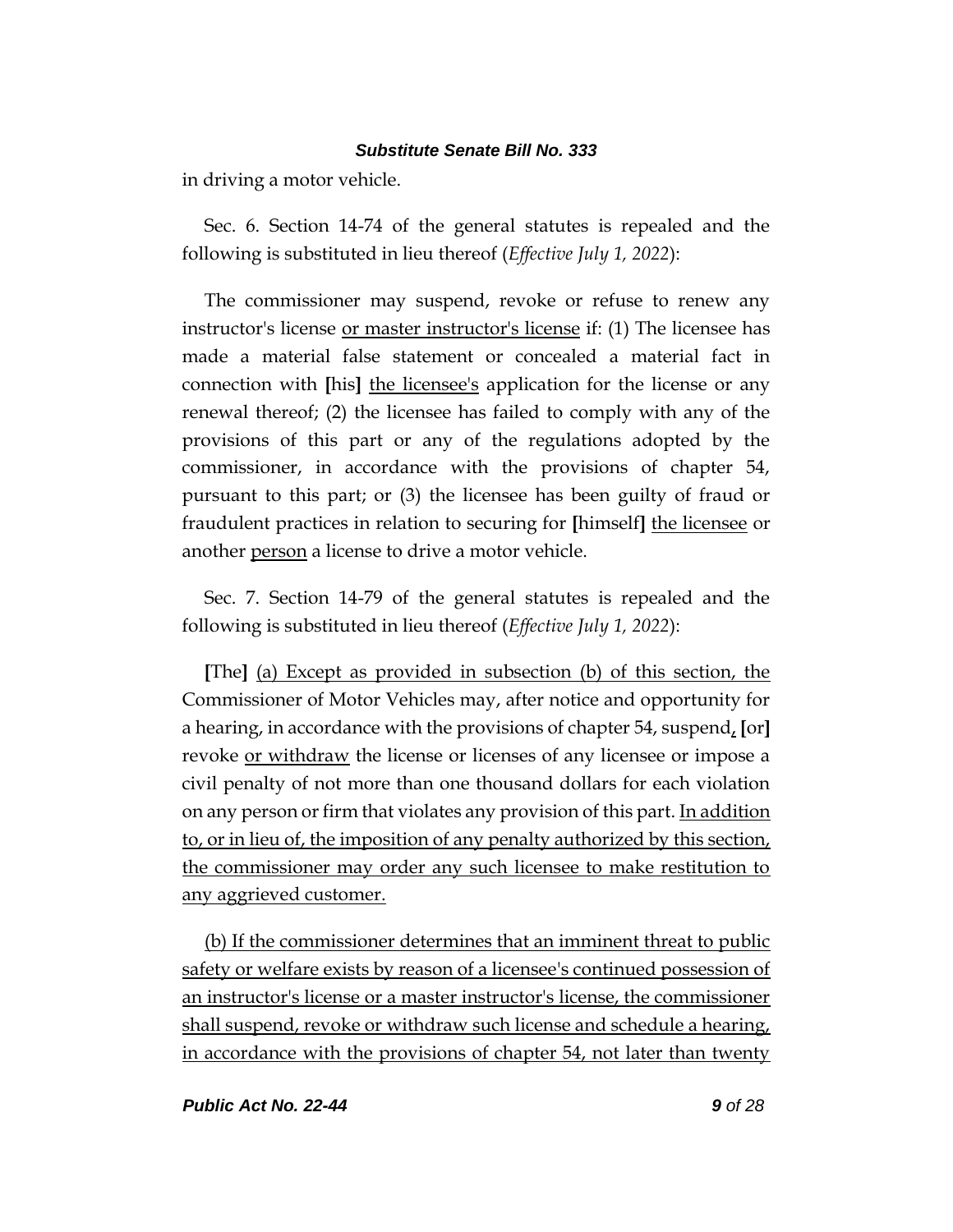in driving a motor vehicle.

Sec. 6. Section 14-74 of the general statutes is repealed and the following is substituted in lieu thereof (*Effective July 1, 2022*):

The commissioner may suspend, revoke or refuse to renew any instructor's license <u>or master instructor's license</u> if: (1) The licensee has made a material false statement or concealed a material fact in connection with **[**his**]** <u>the licensee's</u> application for the license or any renewal thereof; (2) the licensee has failed to comply with any of the provisions of this part or any of the regulations adopted by the commissioner, in accordance with the provisions of chapter 54, pursuant to this part; or (3) the licensee has been guilty of fraud or fraudulent practices in relation to securing for **[**himself**]** <u>the licensee</u> or another <u>person</u> a license to drive a motor vehicle.

Sec. 7. Section 14-79 of the general statutes is repealed and the following is substituted in lieu thereof (*Effective July 1, 2022*):

**[**The**]** <u>(a) Except as provided in subsection (b) of this section, the</u> Commissioner of Motor Vehicles may, after notice and opportunity for a hearing, in accordance with the provisions of chapter 54, suspend<u>,</u> **[**or**]** revoke <u>or withdraw</u> the license or licenses of any licensee or impose a civil penalty of not more than one thousand dollars for each violation on any person or firm that violates any provision of this part. <u>In addition to, or in lieu of, the imposition of any penalty authorized by this section, the commissioner may order any such licensee to make restitution to any aggrieved customer.</u>

<u>(b) If the commissioner determines that an imminent threat to public safety or welfare exists by reason of a licensee's continued possession of an instructor's license or a master instructor's license, the commissioner shall suspend, revoke or withdraw such license and schedule a hearing, in accordance with the provisions of chapter 54, not later than twenty</u>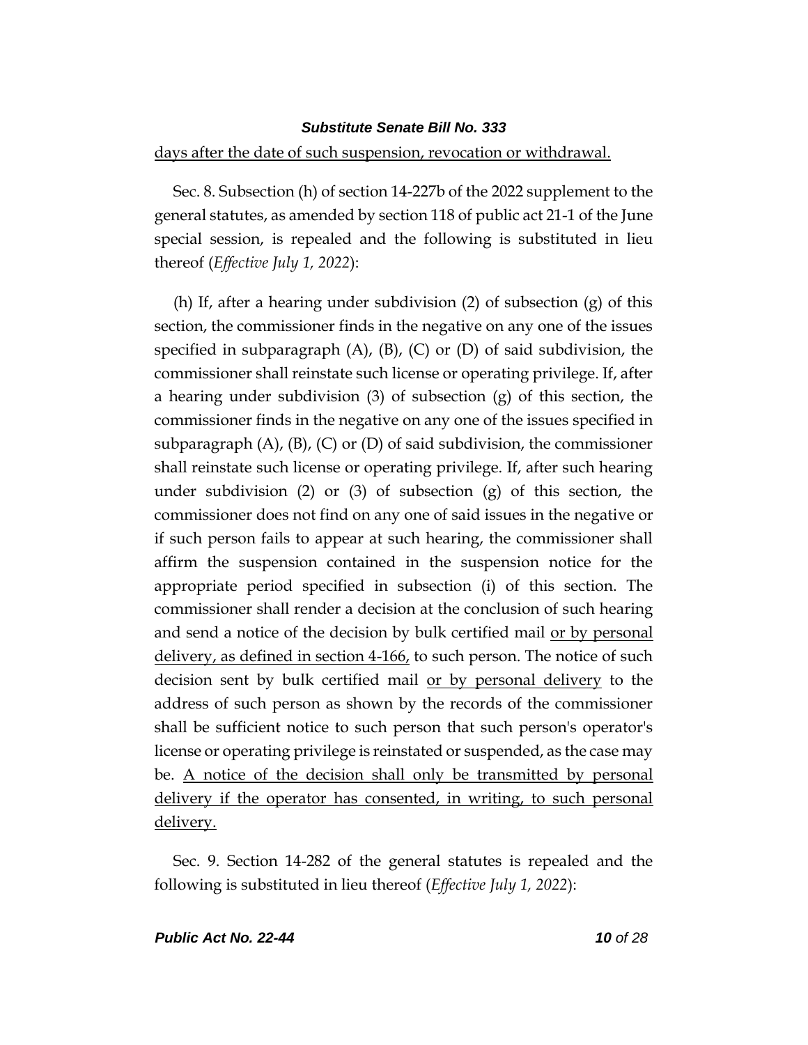<u>days after the date of such suspension, revocation or withdrawal.</u>

Sec. 8. Subsection (h) of section 14-227b of the 2022 supplement to the general statutes, as amended by section 118 of public act 21-1 of the June special session, is repealed and the following is substituted in lieu thereof (*Effective July 1, 2022*):

(h) If, after a hearing under subdivision (2) of subsection (g) of this section, the commissioner finds in the negative on any one of the issues specified in subparagraph (A), (B), (C) or (D) of said subdivision, the commissioner shall reinstate such license or operating privilege. If, after a hearing under subdivision (3) of subsection (g) of this section, the commissioner finds in the negative on any one of the issues specified in subparagraph (A), (B), (C) or (D) of said subdivision, the commissioner shall reinstate such license or operating privilege. If, after such hearing under subdivision (2) or (3) of subsection (g) of this section, the commissioner does not find on any one of said issues in the negative or if such person fails to appear at such hearing, the commissioner shall affirm the suspension contained in the suspension notice for the appropriate period specified in subsection (i) of this section. The commissioner shall render a decision at the conclusion of such hearing and send a notice of the decision by bulk certified mail <u>or by personal delivery, as defined in section 4-166,</u> to such person. The notice of such decision sent by bulk certified mail <u>or by personal delivery</u> to the address of such person as shown by the records of the commissioner shall be sufficient notice to such person that such person's operator's license or operating privilege is reinstated or suspended, as the case may be. <u>A notice of the decision shall only be transmitted by personal delivery if the operator has consented, in writing, to such personal delivery.</u>

Sec. 9. Section 14-282 of the general statutes is repealed and the following is substituted in lieu thereof (*Effective July 1, 2022*):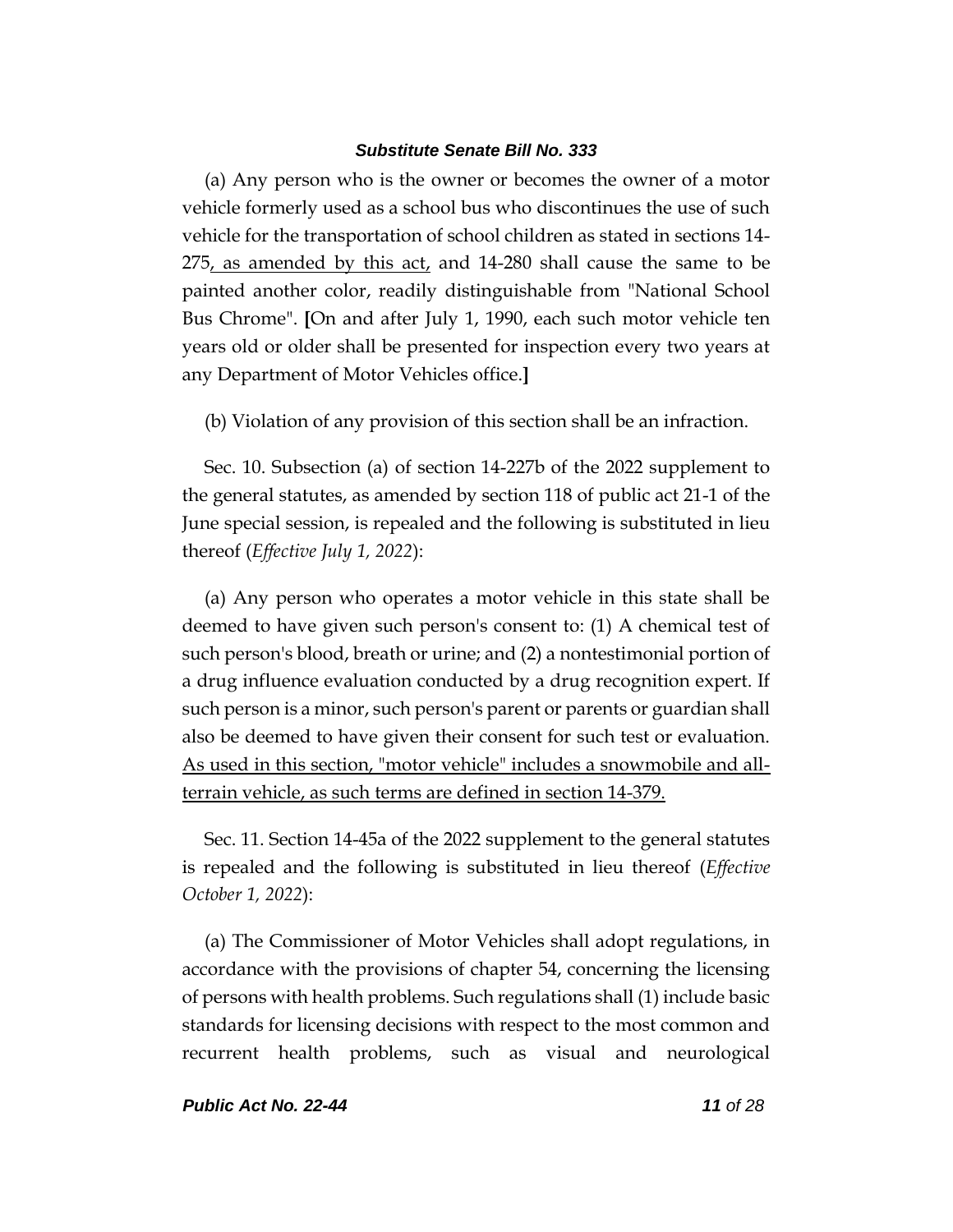(a) Any person who is the owner or becomes the owner of a motor vehicle formerly used as a school bus who discontinues the use of such vehicle for the transportation of school children as stated in sections 14-275<u>, as amended by this act,</u> and 14-280 shall cause the same to be painted another color, readily distinguishable from "National School Bus Chrome". **[**On and after July 1, 1990, each such motor vehicle ten years old or older shall be presented for inspection every two years at any Department of Motor Vehicles office.**]**

(b) Violation of any provision of this section shall be an infraction.

Sec. 10. Subsection (a) of section 14-227b of the 2022 supplement to the general statutes, as amended by section 118 of public act 21-1 of the June special session, is repealed and the following is substituted in lieu thereof (*Effective July 1, 2022*):

(a) Any person who operates a motor vehicle in this state shall be deemed to have given such person's consent to: (1) A chemical test of such person's blood, breath or urine; and (2) a nontestimonial portion of a drug influence evaluation conducted by a drug recognition expert. If such person is a minor, such person's parent or parents or guardian shall also be deemed to have given their consent for such test or evaluation. <u>As used in this section, "motor vehicle" includes a snowmobile and all-terrain vehicle, as such terms are defined in section 14-379.</u>

Sec. 11. Section 14-45a of the 2022 supplement to the general statutes is repealed and the following is substituted in lieu thereof (*Effective October 1, 2022*):

(a) The Commissioner of Motor Vehicles shall adopt regulations, in accordance with the provisions of chapter 54, concerning the licensing of persons with health problems. Such regulations shall (1) include basic standards for licensing decisions with respect to the most common and recurrent health problems, such as visual and neurological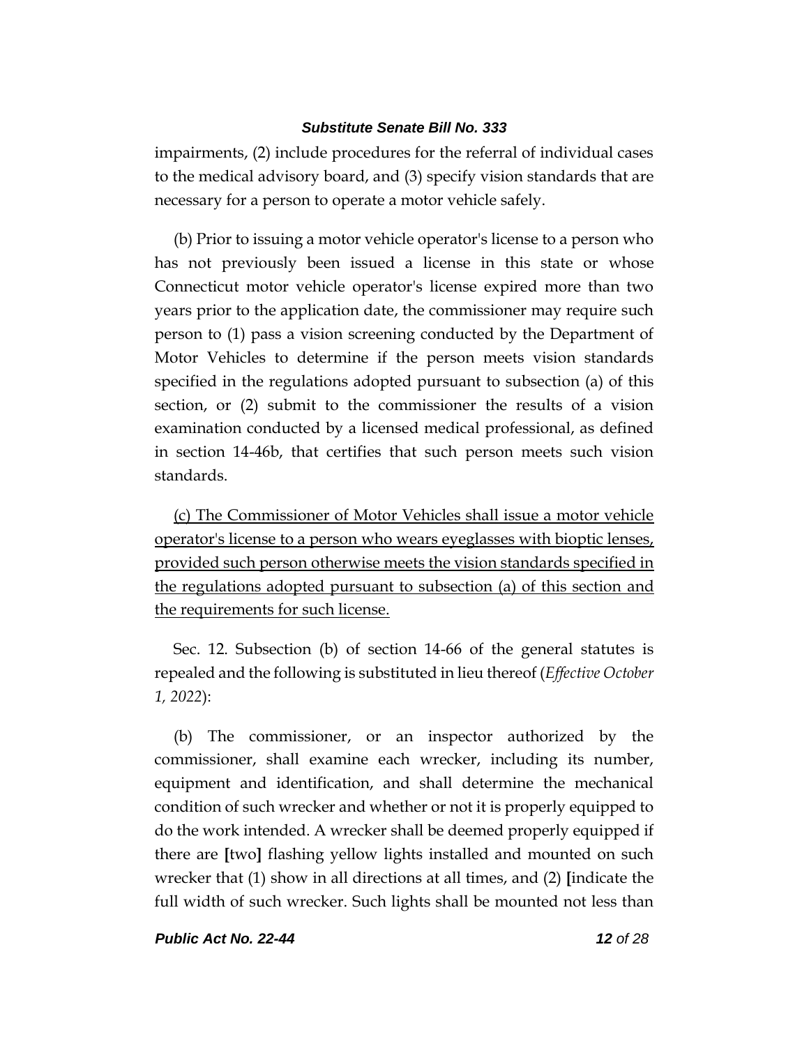impairments, (2) include procedures for the referral of individual cases to the medical advisory board, and (3) specify vision standards that are necessary for a person to operate a motor vehicle safely.

(b) Prior to issuing a motor vehicle operator's license to a person who has not previously been issued a license in this state or whose Connecticut motor vehicle operator's license expired more than two years prior to the application date, the commissioner may require such person to (1) pass a vision screening conducted by the Department of Motor Vehicles to determine if the person meets vision standards specified in the regulations adopted pursuant to subsection (a) of this section, or (2) submit to the commissioner the results of a vision examination conducted by a licensed medical professional, as defined in section 14-46b, that certifies that such person meets such vision standards.

<u>(c) The Commissioner of Motor Vehicles shall issue a motor vehicle operator's license to a person who wears eyeglasses with bioptic lenses, provided such person otherwise meets the vision standards specified in the regulations adopted pursuant to subsection (a) of this section and the requirements for such license.</u>

Sec. 12. Subsection (b) of section 14-66 of the general statutes is repealed and the following is substituted in lieu thereof (*Effective October 1, 2022*):

(b) The commissioner, or an inspector authorized by the commissioner, shall examine each wrecker, including its number, equipment and identification, and shall determine the mechanical condition of such wrecker and whether or not it is properly equipped to do the work intended. A wrecker shall be deemed properly equipped if there are **[**two**]** flashing yellow lights installed and mounted on such wrecker that (1) show in all directions at all times, and (2) **[**indicate the full width of such wrecker. Such lights shall be mounted not less than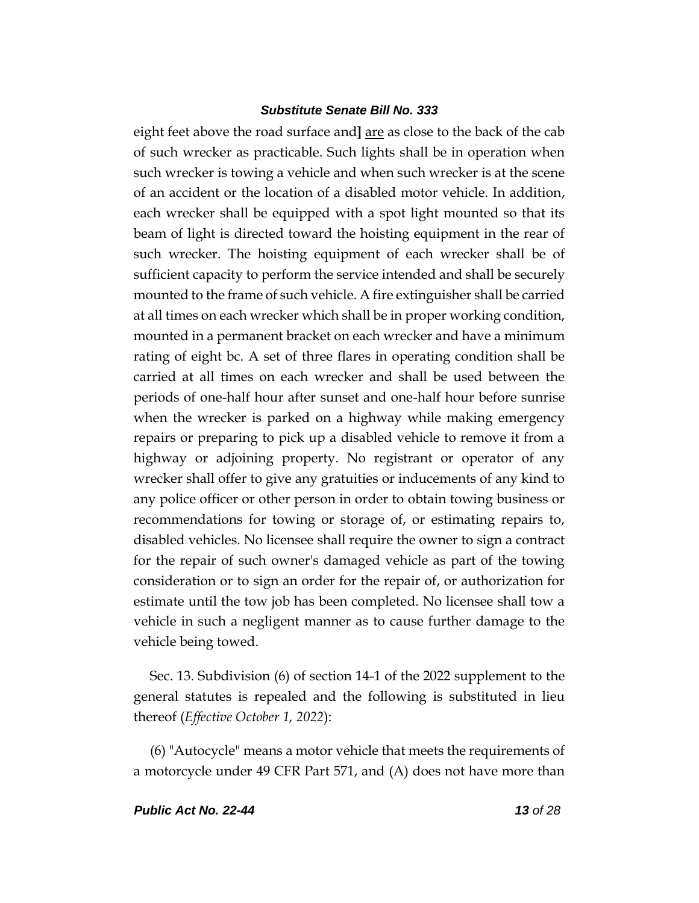eight feet above the road surface and] are as close to the back of the cab of such wrecker as practicable. Such lights shall be in operation when such wrecker is towing a vehicle and when such wrecker is at the scene of an accident or the location of a disabled motor vehicle. In addition, each wrecker shall be equipped with a spot light mounted so that its beam of light is directed toward the hoisting equipment in the rear of such wrecker. The hoisting equipment of each wrecker shall be of sufficient capacity to perform the service intended and shall be securely mounted to the frame of such vehicle. A fire extinguisher shall be carried at all times on each wrecker which shall be in proper working condition, mounted in a permanent bracket on each wrecker and have a minimum rating of eight bc. A set of three flares in operating condition shall be carried at all times on each wrecker and shall be used between the periods of one-half hour after sunset and one-half hour before sunrise when the wrecker is parked on a highway while making emergency repairs or preparing to pick up a disabled vehicle to remove it from a highway or adjoining property. No registrant or operator of any wrecker shall offer to give any gratuities or inducements of any kind to any police officer or other person in order to obtain towing business or recommendations for towing or storage of, or estimating repairs to, disabled vehicles. No licensee shall require the owner to sign a contract for the repair of such owner's damaged vehicle as part of the towing consideration or to sign an order for the repair of, or authorization for estimate until the tow job has been completed. No licensee shall tow a vehicle in such a negligent manner as to cause further damage to the vehicle being towed.

Sec. 13. Subdivision (6) of section 14-1 of the 2022 supplement to the general statutes is repealed and the following is substituted in lieu thereof (*Effective October 1, 2022*):

(6) "Autocycle" means a motor vehicle that meets the requirements of a motorcycle under 49 CFR Part 571, and (A) does not have more than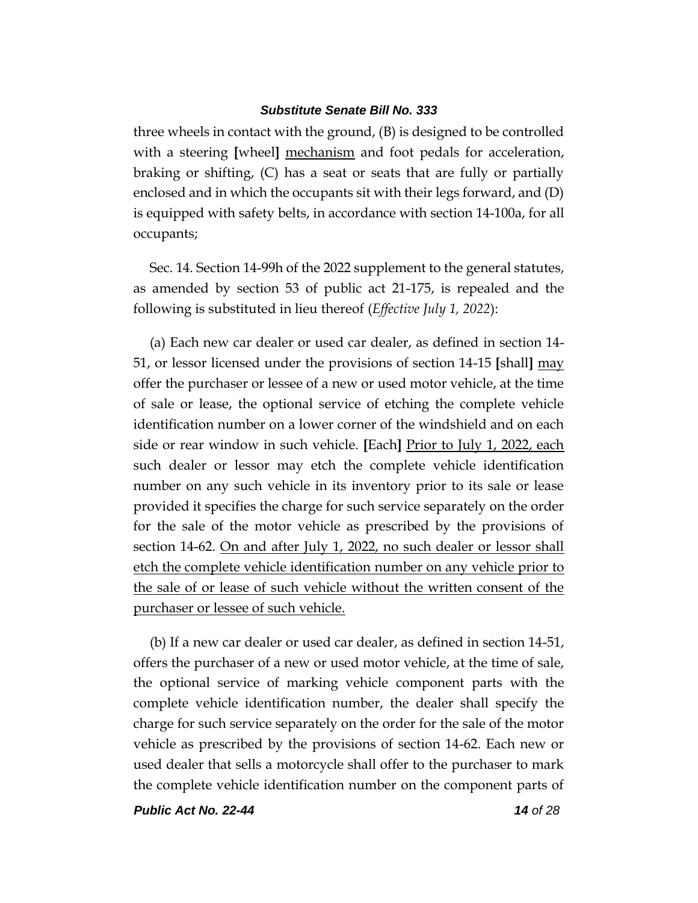three wheels in contact with the ground, (B) is designed to be controlled with a steering [wheel] <u>mechanism</u> and foot pedals for acceleration, braking or shifting, (C) has a seat or seats that are fully or partially enclosed and in which the occupants sit with their legs forward, and (D) is equipped with safety belts, in accordance with section 14-100a, for all occupants;

Sec. 14. Section 14-99h of the 2022 supplement to the general statutes, as amended by section 53 of public act 21-175, is repealed and the following is substituted in lieu thereof (*Effective July 1, 2022*):

(a) Each new car dealer or used car dealer, as defined in section 14-51, or lessor licensed under the provisions of section 14-15 [shall] <u>may</u> offer the purchaser or lessee of a new or used motor vehicle, at the time of sale or lease, the optional service of etching the complete vehicle identification number on a lower corner of the windshield and on each side or rear window in such vehicle. [Each] <u>Prior to July 1, 2022, each</u> such dealer or lessor may etch the complete vehicle identification number on any such vehicle in its inventory prior to its sale or lease provided it specifies the charge for such service separately on the order for the sale of the motor vehicle as prescribed by the provisions of section 14-62. <u>On and after July 1, 2022, no such dealer or lessor shall etch the complete vehicle identification number on any vehicle prior to the sale of or lease of such vehicle without the written consent of the purchaser or lessee of such vehicle.</u>

(b) If a new car dealer or used car dealer, as defined in section 14-51, offers the purchaser of a new or used motor vehicle, at the time of sale, the optional service of marking vehicle component parts with the complete vehicle identification number, the dealer shall specify the charge for such service separately on the order for the sale of the motor vehicle as prescribed by the provisions of section 14-62. Each new or used dealer that sells a motorcycle shall offer to the purchaser to mark the complete vehicle identification number on the component parts of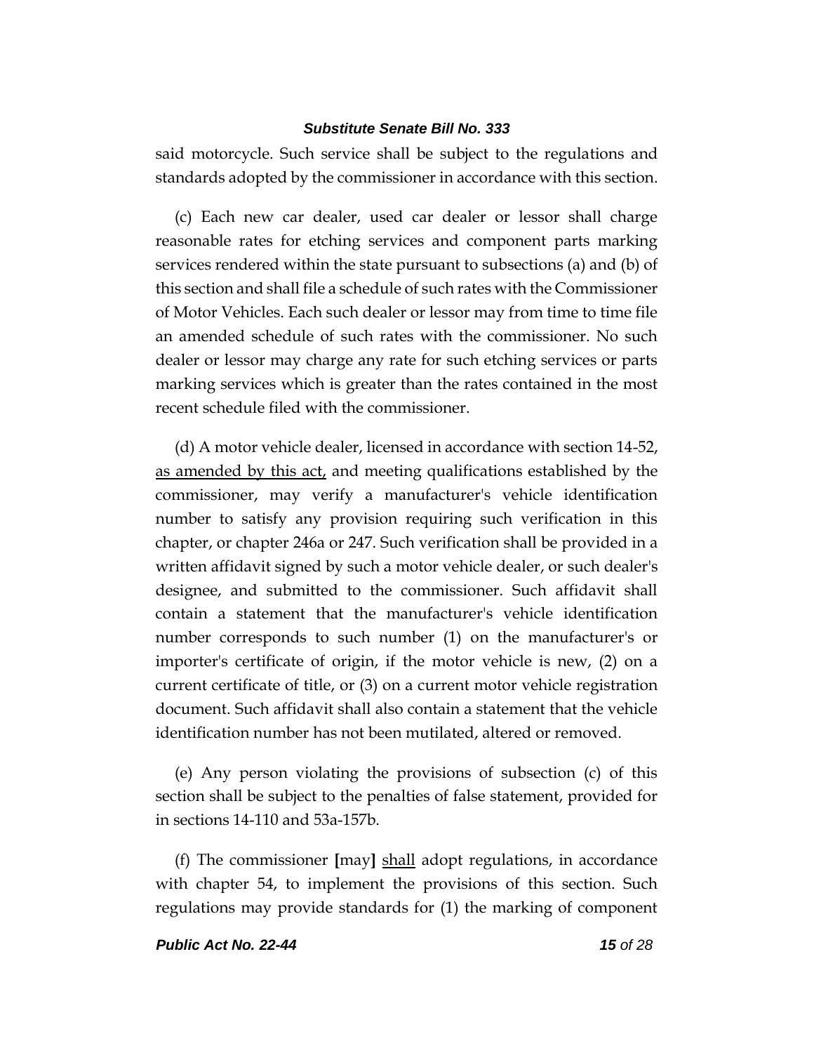said motorcycle. Such service shall be subject to the regulations and standards adopted by the commissioner in accordance with this section.

(c) Each new car dealer, used car dealer or lessor shall charge reasonable rates for etching services and component parts marking services rendered within the state pursuant to subsections (a) and (b) of this section and shall file a schedule of such rates with the Commissioner of Motor Vehicles. Each such dealer or lessor may from time to time file an amended schedule of such rates with the commissioner. No such dealer or lessor may charge any rate for such etching services or parts marking services which is greater than the rates contained in the most recent schedule filed with the commissioner.

(d) A motor vehicle dealer, licensed in accordance with section 14-52, <u>as amended by this act,</u> and meeting qualifications established by the commissioner, may verify a manufacturer's vehicle identification number to satisfy any provision requiring such verification in this chapter, or chapter 246a or 247. Such verification shall be provided in a written affidavit signed by such a motor vehicle dealer, or such dealer's designee, and submitted to the commissioner. Such affidavit shall contain a statement that the manufacturer's vehicle identification number corresponds to such number (1) on the manufacturer's or importer's certificate of origin, if the motor vehicle is new, (2) on a current certificate of title, or (3) on a current motor vehicle registration document. Such affidavit shall also contain a statement that the vehicle identification number has not been mutilated, altered or removed.

(e) Any person violating the provisions of subsection (c) of this section shall be subject to the penalties of false statement, provided for in sections 14-110 and 53a-157b.

(f) The commissioner **[**may**]** <u>shall</u> adopt regulations, in accordance with chapter 54, to implement the provisions of this section. Such regulations may provide standards for (1) the marking of component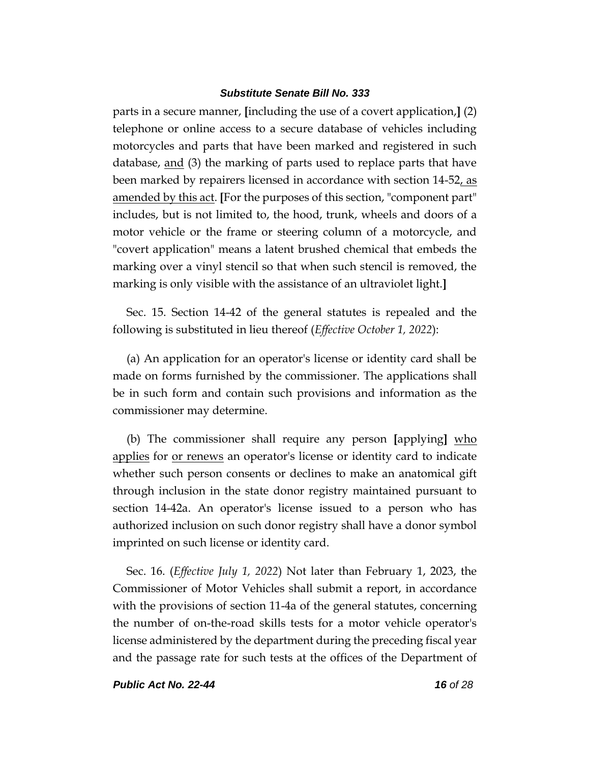parts in a secure manner, **[**including the use of a covert application,**]** (2) telephone or online access to a secure database of vehicles including motorcycles and parts that have been marked and registered in such database, <u>and</u> (3) the marking of parts used to replace parts that have been marked by repairers licensed in accordance with section 14-52<u>, as amended by this act</u>. **[**For the purposes of this section, "component part" includes, but is not limited to, the hood, trunk, wheels and doors of a motor vehicle or the frame or steering column of a motorcycle, and "covert application" means a latent brushed chemical that embeds the marking over a vinyl stencil so that when such stencil is removed, the marking is only visible with the assistance of an ultraviolet light.**]**

Sec. 15. Section 14-42 of the general statutes is repealed and the following is substituted in lieu thereof (*Effective October 1, 2022*):

(a) An application for an operator's license or identity card shall be made on forms furnished by the commissioner. The applications shall be in such form and contain such provisions and information as the commissioner may determine.

(b) The commissioner shall require any person **[**applying**]** <u>who applies</u> for <u>or renews</u> an operator's license or identity card to indicate whether such person consents or declines to make an anatomical gift through inclusion in the state donor registry maintained pursuant to section 14-42a. An operator's license issued to a person who has authorized inclusion on such donor registry shall have a donor symbol imprinted on such license or identity card.

Sec. 16. (*Effective July 1, 2022*) Not later than February 1, 2023, the Commissioner of Motor Vehicles shall submit a report, in accordance with the provisions of section 11-4a of the general statutes, concerning the number of on-the-road skills tests for a motor vehicle operator's license administered by the department during the preceding fiscal year and the passage rate for such tests at the offices of the Department of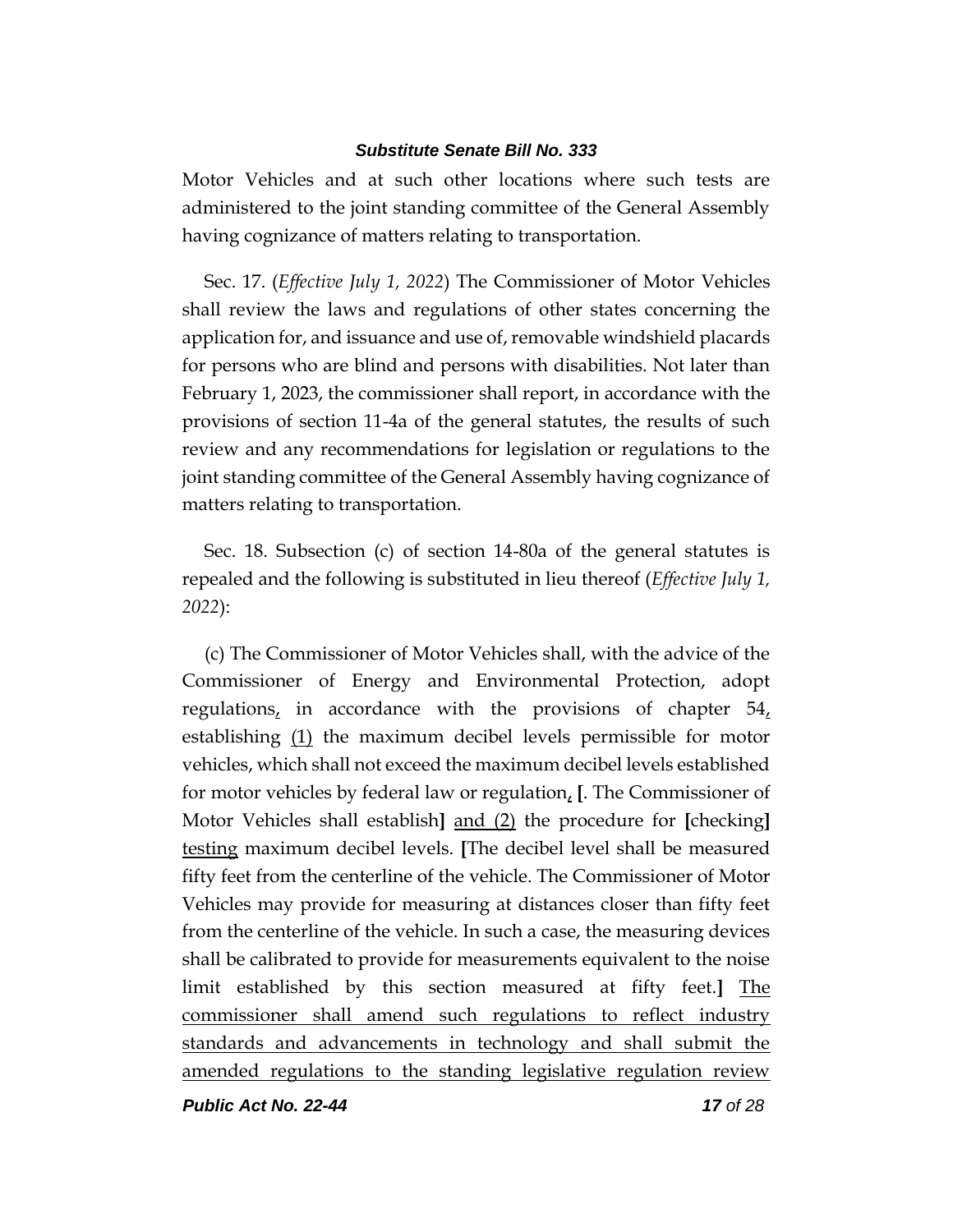Motor Vehicles and at such other locations where such tests are administered to the joint standing committee of the General Assembly having cognizance of matters relating to transportation.

Sec. 17. (*Effective July 1, 2022*) The Commissioner of Motor Vehicles shall review the laws and regulations of other states concerning the application for, and issuance and use of, removable windshield placards for persons who are blind and persons with disabilities. Not later than February 1, 2023, the commissioner shall report, in accordance with the provisions of section 11-4a of the general statutes, the results of such review and any recommendations for legislation or regulations to the joint standing committee of the General Assembly having cognizance of matters relating to transportation.

Sec. 18. Subsection (c) of section 14-80a of the general statutes is repealed and the following is substituted in lieu thereof (*Effective July 1, 2022*):

(c) The Commissioner of Motor Vehicles shall, with the advice of the Commissioner of Energy and Environmental Protection, adopt regulations, in accordance with the provisions of chapter 54, establishing (1) the maximum decibel levels permissible for motor vehicles, which shall not exceed the maximum decibel levels established for motor vehicles by federal law or regulation, **[**. The Commissioner of Motor Vehicles shall establish**]** and (2) the procedure for **[**checking**]** testing maximum decibel levels. **[**The decibel level shall be measured fifty feet from the centerline of the vehicle. The Commissioner of Motor Vehicles may provide for measuring at distances closer than fifty feet from the centerline of the vehicle. In such a case, the measuring devices shall be calibrated to provide for measurements equivalent to the noise limit established by this section measured at fifty feet.**]** The commissioner shall amend such regulations to reflect industry standards and advancements in technology and shall submit the amended regulations to the standing legislative regulation review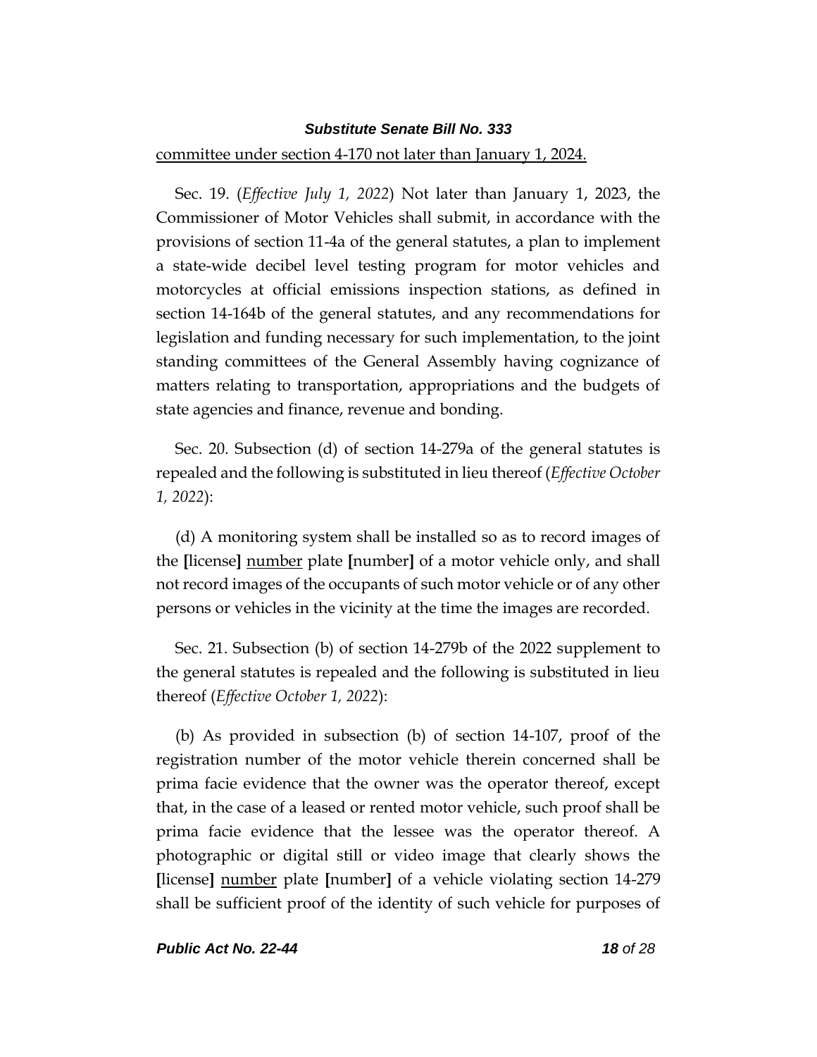<u>committee under section 4-170 not later than January 1, 2024.</u>

Sec. 19. (*Effective July 1, 2022*) Not later than January 1, 2023, the Commissioner of Motor Vehicles shall submit, in accordance with the provisions of section 11-4a of the general statutes, a plan to implement a state-wide decibel level testing program for motor vehicles and motorcycles at official emissions inspection stations, as defined in section 14-164b of the general statutes, and any recommendations for legislation and funding necessary for such implementation, to the joint standing committees of the General Assembly having cognizance of matters relating to transportation, appropriations and the budgets of state agencies and finance, revenue and bonding.

Sec. 20. Subsection (d) of section 14-279a of the general statutes is repealed and the following is substituted in lieu thereof (*Effective October 1, 2022*):

(d) A monitoring system shall be installed so as to record images of the **[**license**]** <u>number</u> plate **[**number**]** of a motor vehicle only, and shall not record images of the occupants of such motor vehicle or of any other persons or vehicles in the vicinity at the time the images are recorded.

Sec. 21. Subsection (b) of section 14-279b of the 2022 supplement to the general statutes is repealed and the following is substituted in lieu thereof (*Effective October 1, 2022*):

(b) As provided in subsection (b) of section 14-107, proof of the registration number of the motor vehicle therein concerned shall be prima facie evidence that the owner was the operator thereof, except that, in the case of a leased or rented motor vehicle, such proof shall be prima facie evidence that the lessee was the operator thereof. A photographic or digital still or video image that clearly shows the **[**license**]** <u>number</u> plate **[**number**]** of a vehicle violating section 14-279 shall be sufficient proof of the identity of such vehicle for purposes of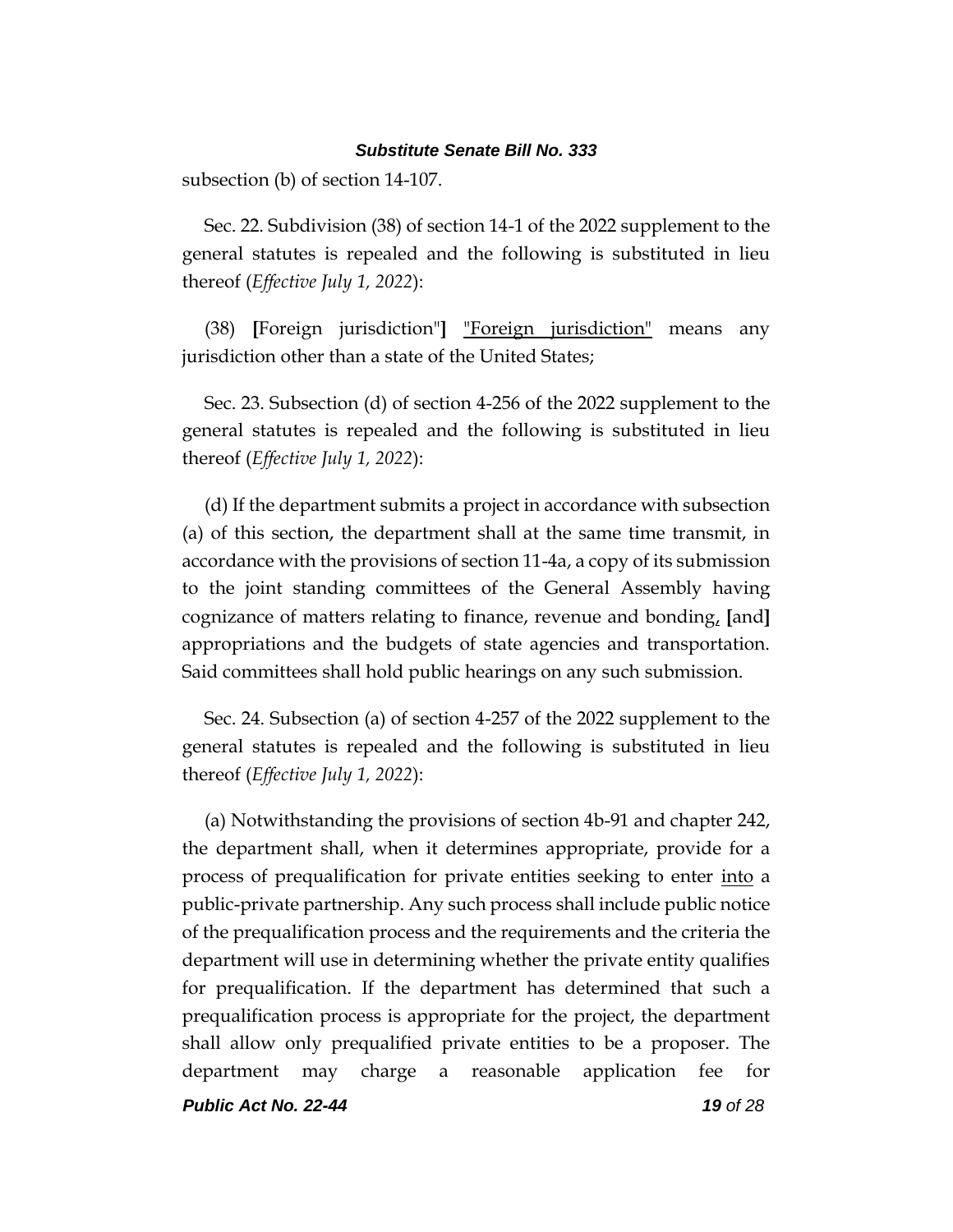subsection (b) of section 14-107.

Sec. 22. Subdivision (38) of section 14-1 of the 2022 supplement to the general statutes is repealed and the following is substituted in lieu thereof (*Effective July 1, 2022*):

(38) **[**Foreign jurisdiction"**]** <u>"Foreign jurisdiction"</u> means any jurisdiction other than a state of the United States;

Sec. 23. Subsection (d) of section 4-256 of the 2022 supplement to the general statutes is repealed and the following is substituted in lieu thereof (*Effective July 1, 2022*):

(d) If the department submits a project in accordance with subsection (a) of this section, the department shall at the same time transmit, in accordance with the provisions of section 11-4a, a copy of its submission to the joint standing committees of the General Assembly having cognizance of matters relating to finance, revenue and bonding<u>,</u> **[**and**]** appropriations and the budgets of state agencies and transportation. Said committees shall hold public hearings on any such submission.

Sec. 24. Subsection (a) of section 4-257 of the 2022 supplement to the general statutes is repealed and the following is substituted in lieu thereof (*Effective July 1, 2022*):

(a) Notwithstanding the provisions of section 4b-91 and chapter 242, the department shall, when it determines appropriate, provide for a process of prequalification for private entities seeking to enter <u>into</u> a public-private partnership. Any such process shall include public notice of the prequalification process and the requirements and the criteria the department will use in determining whether the private entity qualifies for prequalification. If the department has determined that such a prequalification process is appropriate for the project, the department shall allow only prequalified private entities to be a proposer. The department may charge a reasonable application fee for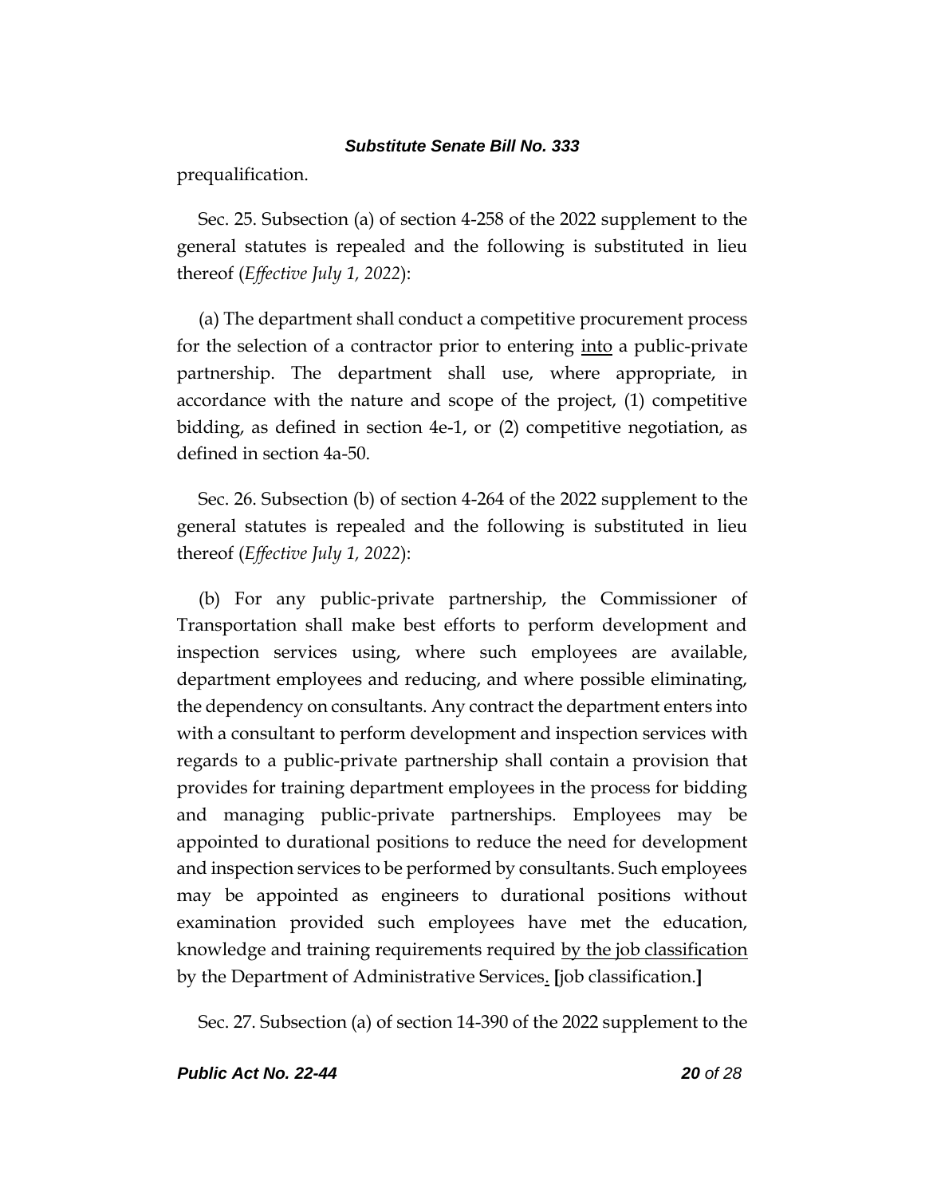prequalification.

Sec. 25. Subsection (a) of section 4-258 of the 2022 supplement to the general statutes is repealed and the following is substituted in lieu thereof (*Effective July 1, 2022*):

(a) The department shall conduct a competitive procurement process for the selection of a contractor prior to entering <u>into</u> a public-private partnership. The department shall use, where appropriate, in accordance with the nature and scope of the project, (1) competitive bidding, as defined in section 4e-1, or (2) competitive negotiation, as defined in section 4a-50.

Sec. 26. Subsection (b) of section 4-264 of the 2022 supplement to the general statutes is repealed and the following is substituted in lieu thereof (*Effective July 1, 2022*):

(b) For any public-private partnership, the Commissioner of Transportation shall make best efforts to perform development and inspection services using, where such employees are available, department employees and reducing, and where possible eliminating, the dependency on consultants. Any contract the department enters into with a consultant to perform development and inspection services with regards to a public-private partnership shall contain a provision that provides for training department employees in the process for bidding and managing public-private partnerships. Employees may be appointed to durational positions to reduce the need for development and inspection services to be performed by consultants. Such employees may be appointed as engineers to durational positions without examination provided such employees have met the education, knowledge and training requirements required <u>by the job classification</u> by the Department of Administrative Services<u>.</u> **[**job classification.**]**

Sec. 27. Subsection (a) of section 14-390 of the 2022 supplement to the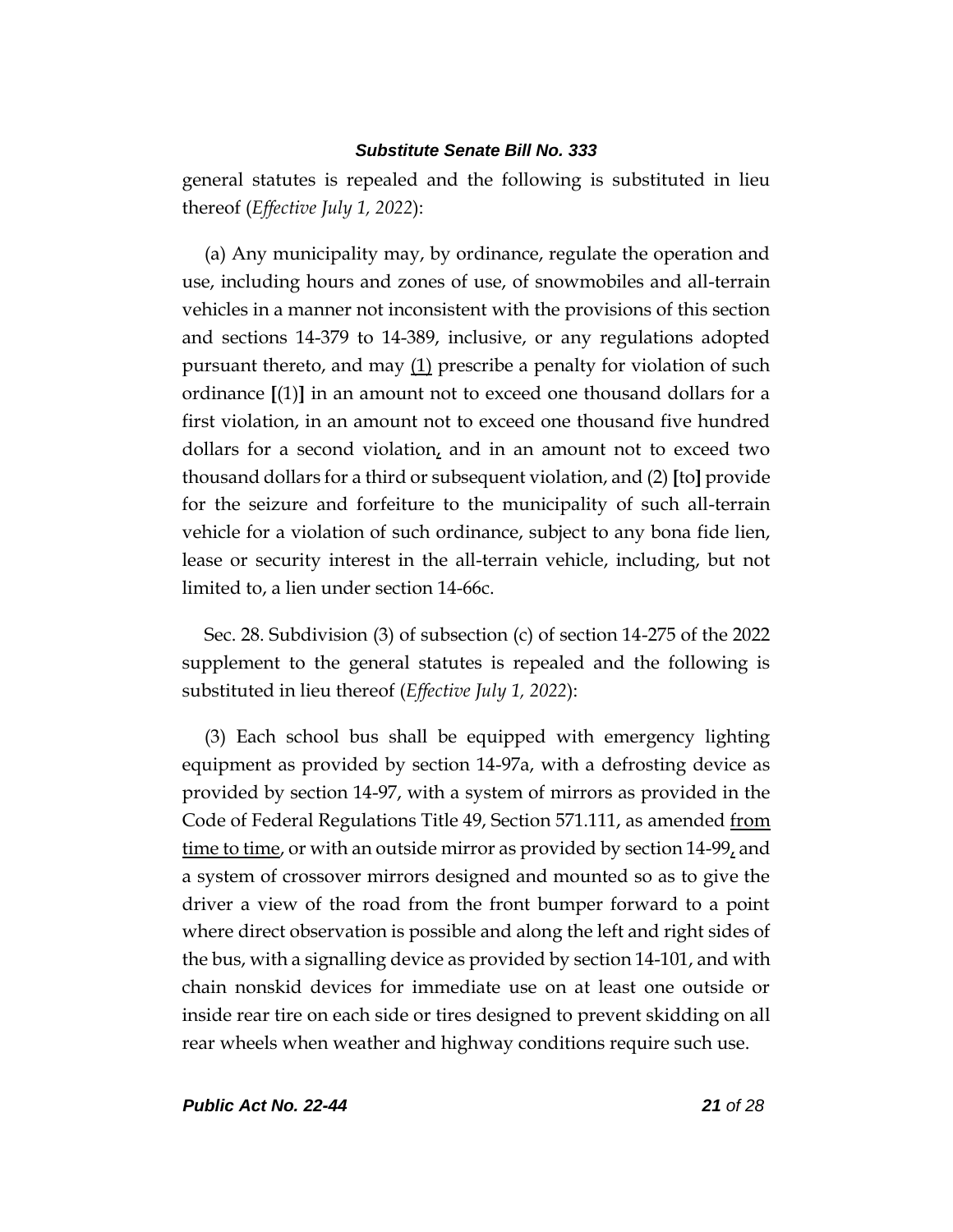general statutes is repealed and the following is substituted in lieu thereof (*Effective July 1, 2022*):

(a) Any municipality may, by ordinance, regulate the operation and use, including hours and zones of use, of snowmobiles and all-terrain vehicles in a manner not inconsistent with the provisions of this section and sections 14-379 to 14-389, inclusive, or any regulations adopted pursuant thereto, and may <u>(1)</u> prescribe a penalty for violation of such ordinance **[**(1)**]** in an amount not to exceed one thousand dollars for a first violation, in an amount not to exceed one thousand five hundred dollars for a second violation<u>,</u> and in an amount not to exceed two thousand dollars for a third or subsequent violation, and (2) **[**to**]** provide for the seizure and forfeiture to the municipality of such all-terrain vehicle for a violation of such ordinance, subject to any bona fide lien, lease or security interest in the all-terrain vehicle, including, but not limited to, a lien under section 14-66c.

Sec. 28. Subdivision (3) of subsection (c) of section 14-275 of the 2022 supplement to the general statutes is repealed and the following is substituted in lieu thereof (*Effective July 1, 2022*):

(3) Each school bus shall be equipped with emergency lighting equipment as provided by section 14-97a, with a defrosting device as provided by section 14-97, with a system of mirrors as provided in the Code of Federal Regulations Title 49, Section 571.111, as amended <u>from time to time</u>, or with an outside mirror as provided by section 14-99<u>,</u> and a system of crossover mirrors designed and mounted so as to give the driver a view of the road from the front bumper forward to a point where direct observation is possible and along the left and right sides of the bus, with a signalling device as provided by section 14-101, and with chain nonskid devices for immediate use on at least one outside or inside rear tire on each side or tires designed to prevent skidding on all rear wheels when weather and highway conditions require such use.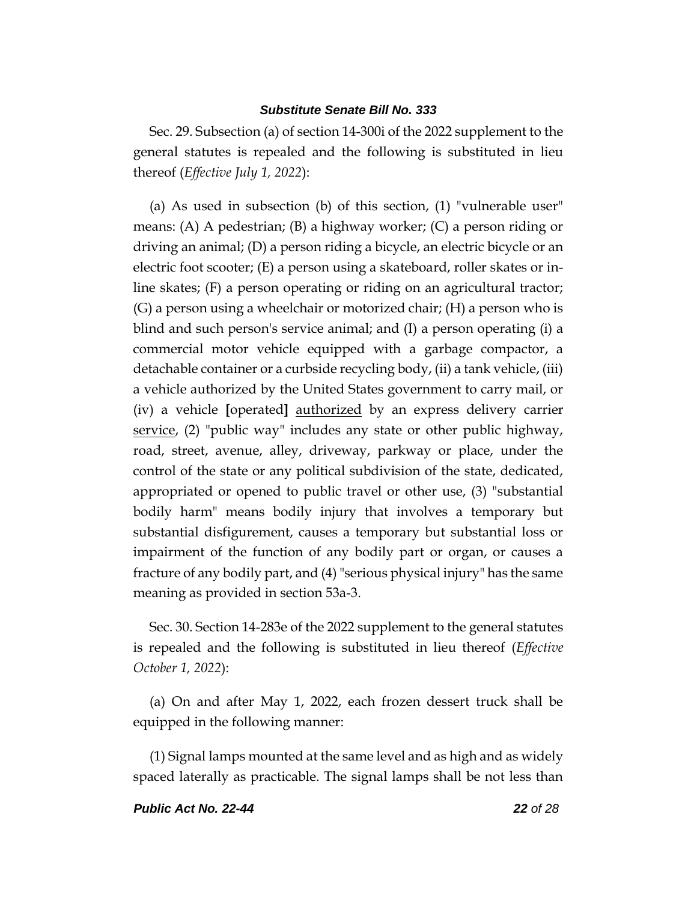Sec. 29. Subsection (a) of section 14-300i of the 2022 supplement to the general statutes is repealed and the following is substituted in lieu thereof (*Effective July 1, 2022*):

(a) As used in subsection (b) of this section, (1) "vulnerable user" means: (A) A pedestrian; (B) a highway worker; (C) a person riding or driving an animal; (D) a person riding a bicycle, an electric bicycle or an electric foot scooter; (E) a person using a skateboard, roller skates or in-line skates; (F) a person operating or riding on an agricultural tractor; (G) a person using a wheelchair or motorized chair; (H) a person who is blind and such person's service animal; and (I) a person operating (i) a commercial motor vehicle equipped with a garbage compactor, a detachable container or a curbside recycling body, (ii) a tank vehicle, (iii) a vehicle authorized by the United States government to carry mail, or (iv) a vehicle **[**operated**]** <u>authorized</u> by an express delivery carrier <u>service</u>, (2) "public way" includes any state or other public highway, road, street, avenue, alley, driveway, parkway or place, under the control of the state or any political subdivision of the state, dedicated, appropriated or opened to public travel or other use, (3) "substantial bodily harm" means bodily injury that involves a temporary but substantial disfigurement, causes a temporary but substantial loss or impairment of the function of any bodily part or organ, or causes a fracture of any bodily part, and (4) "serious physical injury" has the same meaning as provided in section 53a-3.

Sec. 30. Section 14-283e of the 2022 supplement to the general statutes is repealed and the following is substituted in lieu thereof (*Effective October 1, 2022*):

(a) On and after May 1, 2022, each frozen dessert truck shall be equipped in the following manner:

(1) Signal lamps mounted at the same level and as high and as widely spaced laterally as practicable. The signal lamps shall be not less than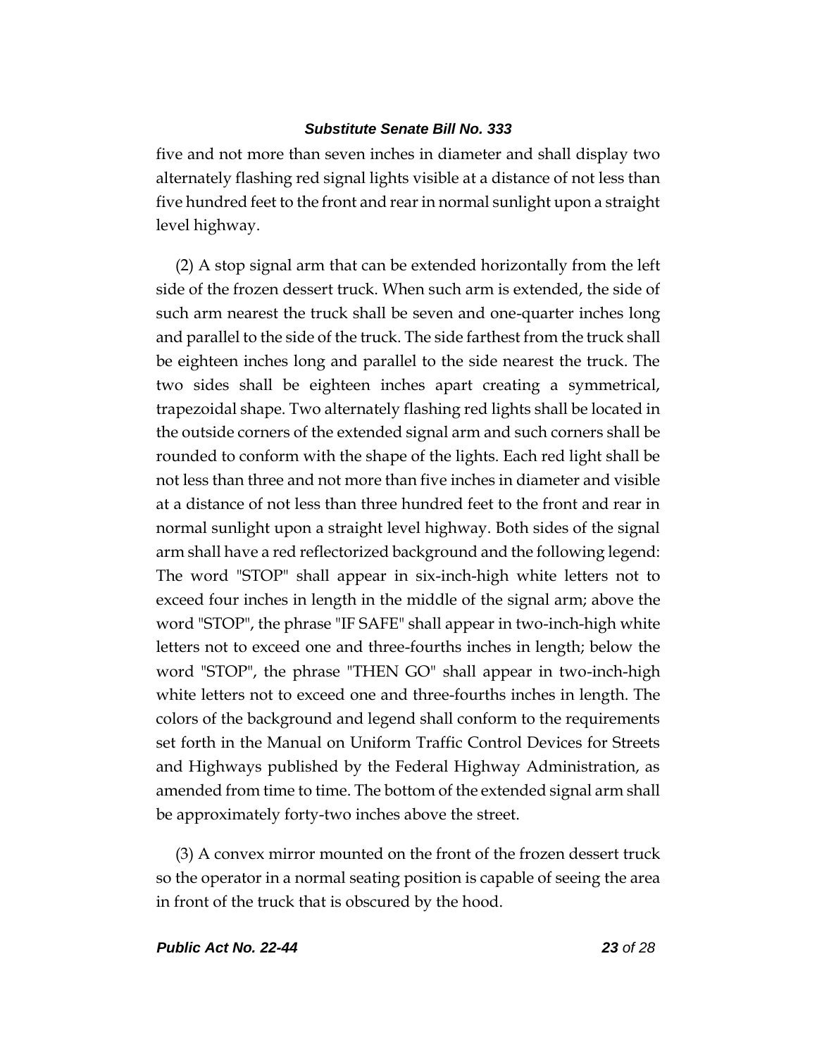five and not more than seven inches in diameter and shall display two alternately flashing red signal lights visible at a distance of not less than five hundred feet to the front and rear in normal sunlight upon a straight level highway.

(2) A stop signal arm that can be extended horizontally from the left side of the frozen dessert truck. When such arm is extended, the side of such arm nearest the truck shall be seven and one-quarter inches long and parallel to the side of the truck. The side farthest from the truck shall be eighteen inches long and parallel to the side nearest the truck. The two sides shall be eighteen inches apart creating a symmetrical, trapezoidal shape. Two alternately flashing red lights shall be located in the outside corners of the extended signal arm and such corners shall be rounded to conform with the shape of the lights. Each red light shall be not less than three and not more than five inches in diameter and visible at a distance of not less than three hundred feet to the front and rear in normal sunlight upon a straight level highway. Both sides of the signal arm shall have a red reflectorized background and the following legend: The word "STOP" shall appear in six-inch-high white letters not to exceed four inches in length in the middle of the signal arm; above the word "STOP", the phrase "IF SAFE" shall appear in two-inch-high white letters not to exceed one and three-fourths inches in length; below the word "STOP", the phrase "THEN GO" shall appear in two-inch-high white letters not to exceed one and three-fourths inches in length. The colors of the background and legend shall conform to the requirements set forth in the Manual on Uniform Traffic Control Devices for Streets and Highways published by the Federal Highway Administration, as amended from time to time. The bottom of the extended signal arm shall be approximately forty-two inches above the street.

(3) A convex mirror mounted on the front of the frozen dessert truck so the operator in a normal seating position is capable of seeing the area in front of the truck that is obscured by the hood.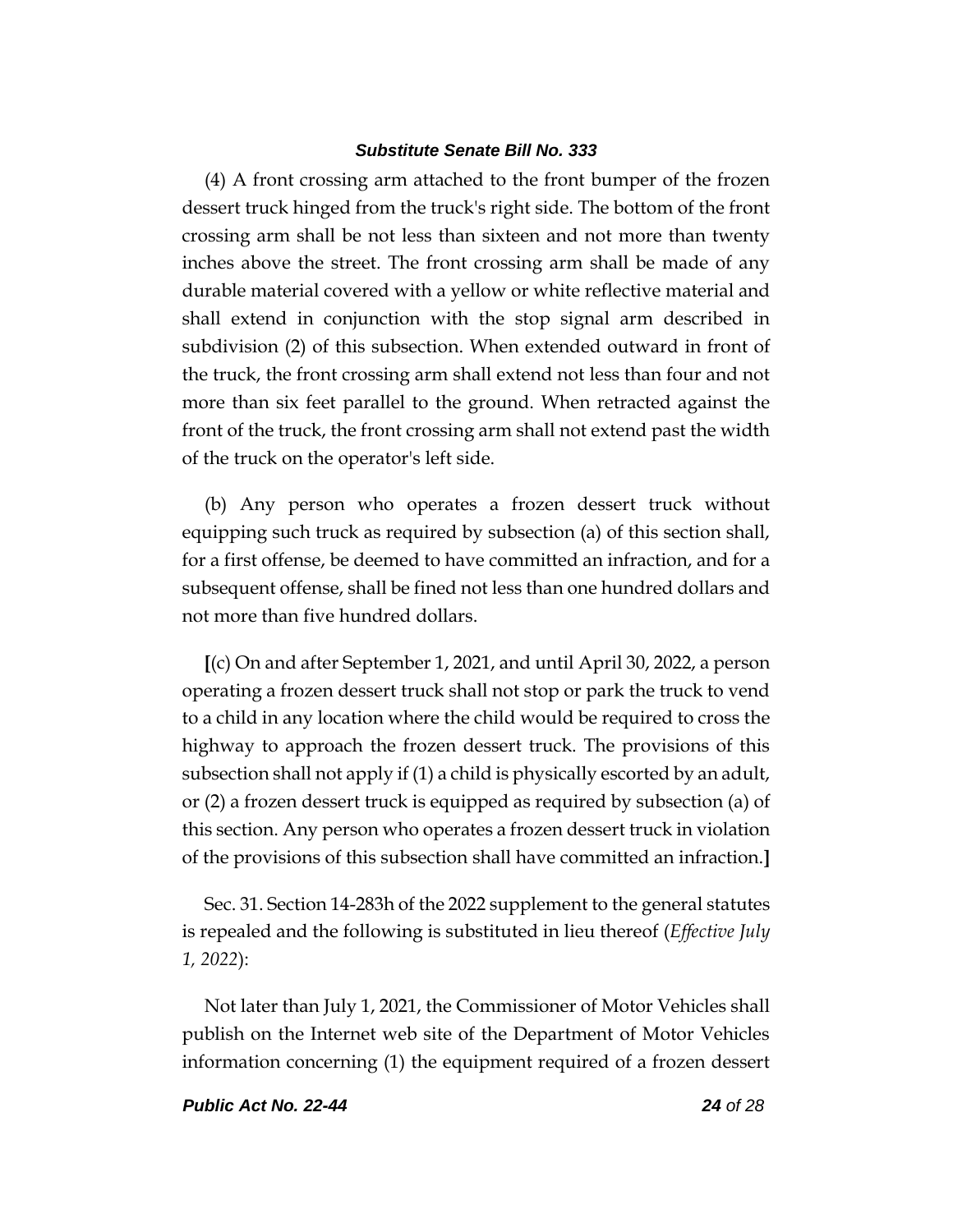(4) A front crossing arm attached to the front bumper of the frozen dessert truck hinged from the truck's right side. The bottom of the front crossing arm shall be not less than sixteen and not more than twenty inches above the street. The front crossing arm shall be made of any durable material covered with a yellow or white reflective material and shall extend in conjunction with the stop signal arm described in subdivision (2) of this subsection. When extended outward in front of the truck, the front crossing arm shall extend not less than four and not more than six feet parallel to the ground. When retracted against the front of the truck, the front crossing arm shall not extend past the width of the truck on the operator's left side.

(b) Any person who operates a frozen dessert truck without equipping such truck as required by subsection (a) of this section shall, for a first offense, be deemed to have committed an infraction, and for a subsequent offense, shall be fined not less than one hundred dollars and not more than five hundred dollars.

**[**(c) On and after September 1, 2021, and until April 30, 2022, a person operating a frozen dessert truck shall not stop or park the truck to vend to a child in any location where the child would be required to cross the highway to approach the frozen dessert truck. The provisions of this subsection shall not apply if (1) a child is physically escorted by an adult, or (2) a frozen dessert truck is equipped as required by subsection (a) of this section. Any person who operates a frozen dessert truck in violation of the provisions of this subsection shall have committed an infraction.**]**

Sec. 31. Section 14-283h of the 2022 supplement to the general statutes is repealed and the following is substituted in lieu thereof (*Effective July 1, 2022*):

Not later than July 1, 2021, the Commissioner of Motor Vehicles shall publish on the Internet web site of the Department of Motor Vehicles information concerning (1) the equipment required of a frozen dessert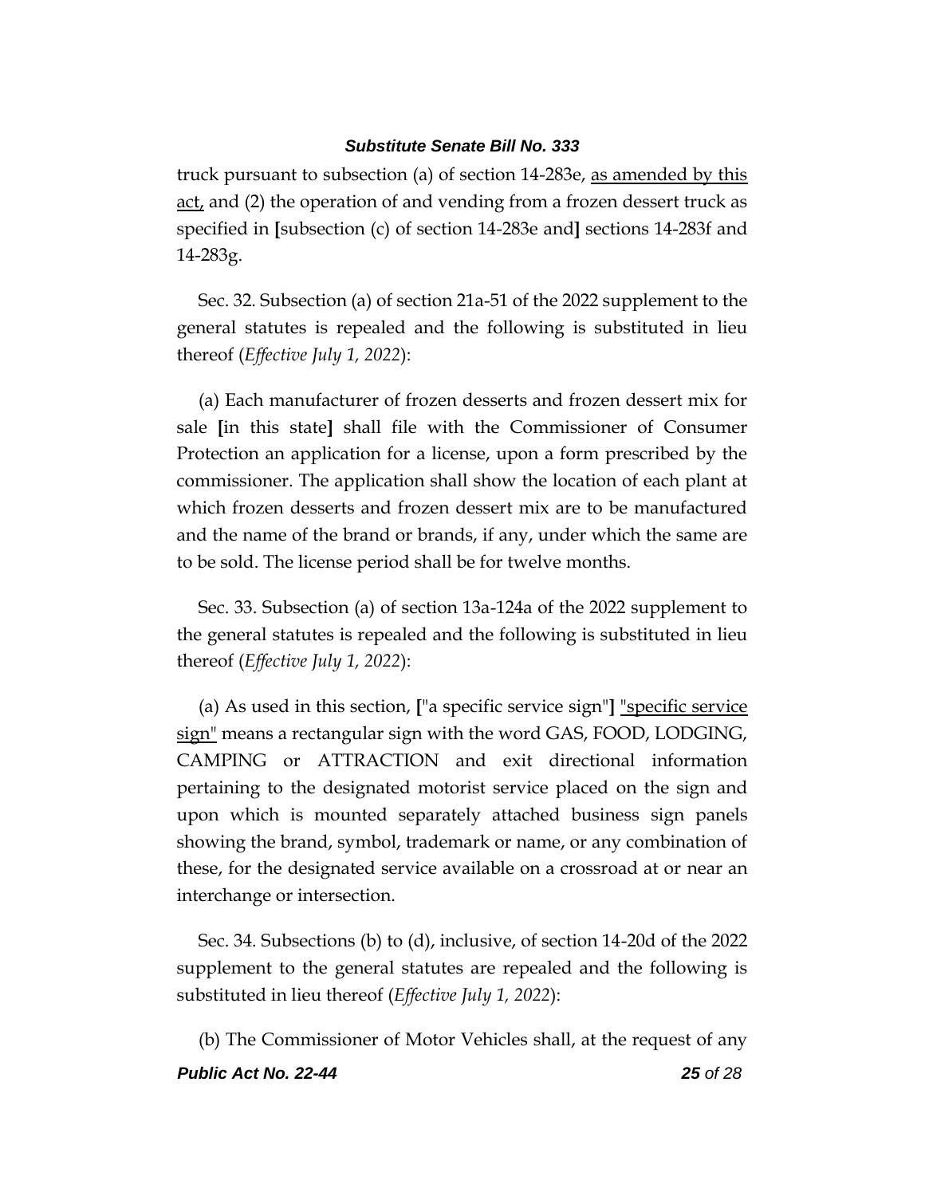truck pursuant to subsection (a) of section 14-283e, as amended by this act, and (2) the operation of and vending from a frozen dessert truck as specified in [subsection (c) of section 14-283e and] sections 14-283f and 14-283g.

Sec. 32. Subsection (a) of section 21a-51 of the 2022 supplement to the general statutes is repealed and the following is substituted in lieu thereof (*Effective July 1, 2022*):

(a) Each manufacturer of frozen desserts and frozen dessert mix for sale [in this state] shall file with the Commissioner of Consumer Protection an application for a license, upon a form prescribed by the commissioner. The application shall show the location of each plant at which frozen desserts and frozen dessert mix are to be manufactured and the name of the brand or brands, if any, under which the same are to be sold. The license period shall be for twelve months.

Sec. 33. Subsection (a) of section 13a-124a of the 2022 supplement to the general statutes is repealed and the following is substituted in lieu thereof (*Effective July 1, 2022*):

(a) As used in this section, ["a specific service sign"] "specific service sign" means a rectangular sign with the word GAS, FOOD, LODGING, CAMPING or ATTRACTION and exit directional information pertaining to the designated motorist service placed on the sign and upon which is mounted separately attached business sign panels showing the brand, symbol, trademark or name, or any combination of these, for the designated service available on a crossroad at or near an interchange or intersection.

Sec. 34. Subsections (b) to (d), inclusive, of section 14-20d of the 2022 supplement to the general statutes are repealed and the following is substituted in lieu thereof (*Effective July 1, 2022*):

(b) The Commissioner of Motor Vehicles shall, at the request of any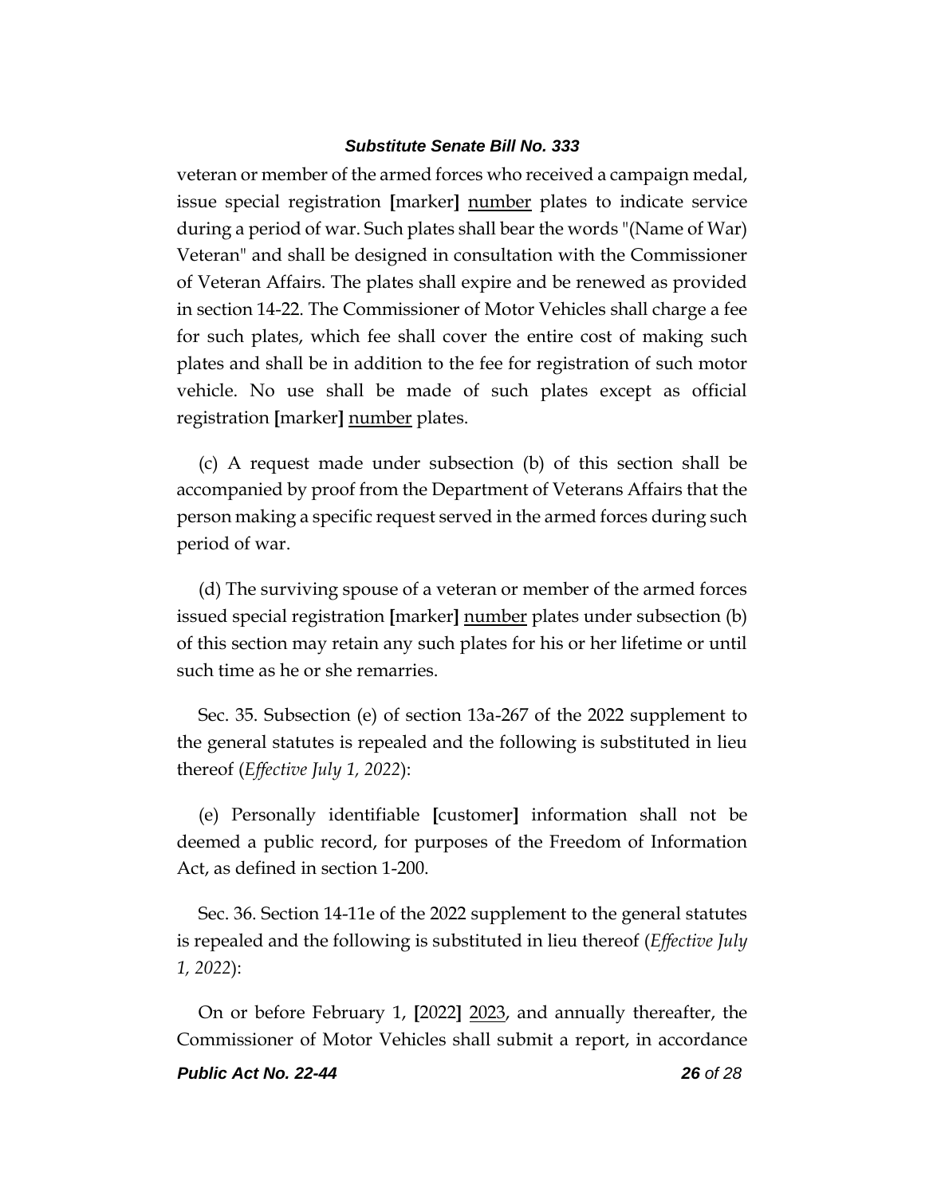veteran or member of the armed forces who received a campaign medal, issue special registration [marker] <u>number</u> plates to indicate service during a period of war. Such plates shall bear the words "(Name of War) Veteran" and shall be designed in consultation with the Commissioner of Veteran Affairs. The plates shall expire and be renewed as provided in section 14-22. The Commissioner of Motor Vehicles shall charge a fee for such plates, which fee shall cover the entire cost of making such plates and shall be in addition to the fee for registration of such motor vehicle. No use shall be made of such plates except as official registration [marker] <u>number</u> plates.

(c) A request made under subsection (b) of this section shall be accompanied by proof from the Department of Veterans Affairs that the person making a specific request served in the armed forces during such period of war.

(d) The surviving spouse of a veteran or member of the armed forces issued special registration [marker] <u>number</u> plates under subsection (b) of this section may retain any such plates for his or her lifetime or until such time as he or she remarries.

Sec. 35. Subsection (e) of section 13a-267 of the 2022 supplement to the general statutes is repealed and the following is substituted in lieu thereof (*Effective July 1, 2022*):

(e) Personally identifiable [customer] information shall not be deemed a public record, for purposes of the Freedom of Information Act, as defined in section 1-200.

Sec. 36. Section 14-11e of the 2022 supplement to the general statutes is repealed and the following is substituted in lieu thereof (*Effective July 1, 2022*):

On or before February 1, [2022] <u>2023</u>, and annually thereafter, the Commissioner of Motor Vehicles shall submit a report, in accordance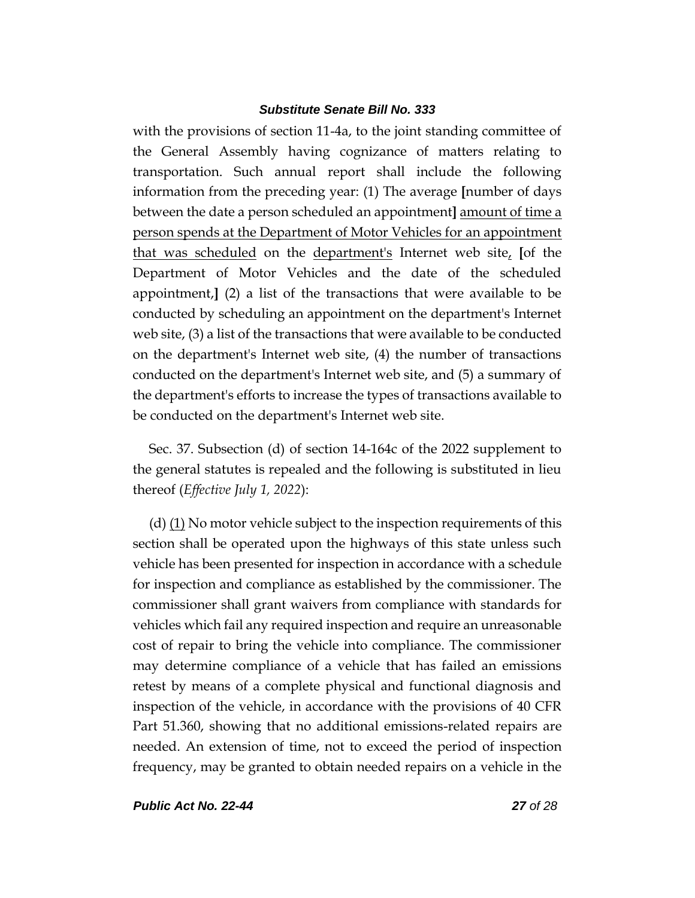with the provisions of section 11-4a, to the joint standing committee of the General Assembly having cognizance of matters relating to transportation. Such annual report shall include the following information from the preceding year: (1) The average [number of days between the date a person scheduled an appointment] <u>amount of time a person spends at the Department of Motor Vehicles for an appointment that was scheduled</u> on the <u>department's</u> Internet web site<u>,</u> [of the Department of Motor Vehicles and the date of the scheduled appointment,] (2) a list of the transactions that were available to be conducted by scheduling an appointment on the department's Internet web site, (3) a list of the transactions that were available to be conducted on the department's Internet web site, (4) the number of transactions conducted on the department's Internet web site, and (5) a summary of the department's efforts to increase the types of transactions available to be conducted on the department's Internet web site.

Sec. 37. Subsection (d) of section 14-164c of the 2022 supplement to the general statutes is repealed and the following is substituted in lieu thereof (*Effective July 1, 2022*):

(d) <u>(1)</u> No motor vehicle subject to the inspection requirements of this section shall be operated upon the highways of this state unless such vehicle has been presented for inspection in accordance with a schedule for inspection and compliance as established by the commissioner. The commissioner shall grant waivers from compliance with standards for vehicles which fail any required inspection and require an unreasonable cost of repair to bring the vehicle into compliance. The commissioner may determine compliance of a vehicle that has failed an emissions retest by means of a complete physical and functional diagnosis and inspection of the vehicle, in accordance with the provisions of 40 CFR Part 51.360, showing that no additional emissions-related repairs are needed. An extension of time, not to exceed the period of inspection frequency, may be granted to obtain needed repairs on a vehicle in the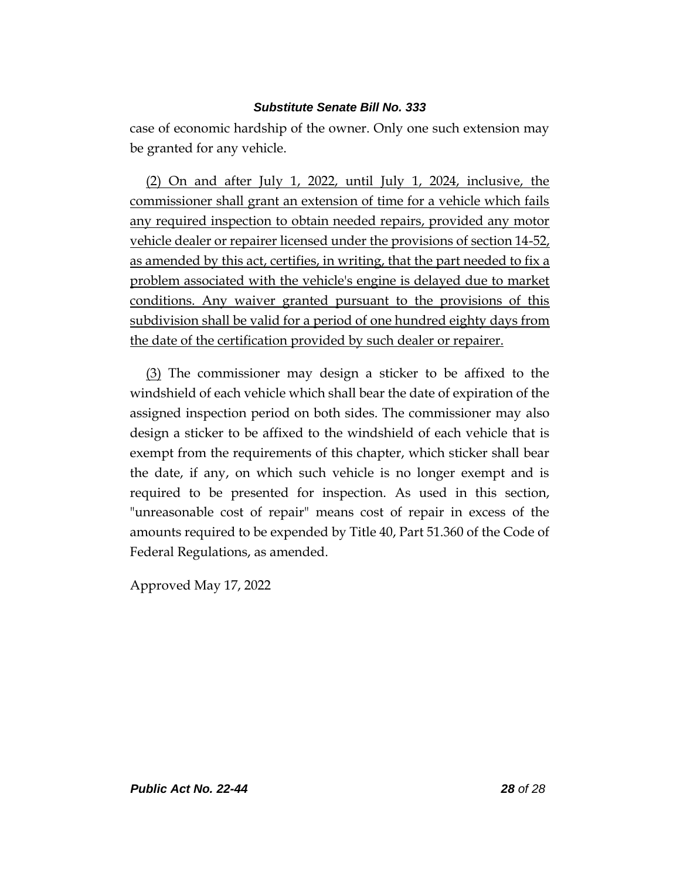case of economic hardship of the owner. Only one such extension may be granted for any vehicle.

<u>(2) On and after July 1, 2022, until July 1, 2024, inclusive, the commissioner shall grant an extension of time for a vehicle which fails any required inspection to obtain needed repairs, provided any motor vehicle dealer or repairer licensed under the provisions of section 14-52, as amended by this act, certifies, in writing, that the part needed to fix a problem associated with the vehicle's engine is delayed due to market conditions. Any waiver granted pursuant to the provisions of this subdivision shall be valid for a period of one hundred eighty days from the date of the certification provided by such dealer or repairer.</u>

<u>(3)</u> The commissioner may design a sticker to be affixed to the windshield of each vehicle which shall bear the date of expiration of the assigned inspection period on both sides. The commissioner may also design a sticker to be affixed to the windshield of each vehicle that is exempt from the requirements of this chapter, which sticker shall bear the date, if any, on which such vehicle is no longer exempt and is required to be presented for inspection. As used in this section, "unreasonable cost of repair" means cost of repair in excess of the amounts required to be expended by Title 40, Part 51.360 of the Code of Federal Regulations, as amended.

Approved May 17, 2022